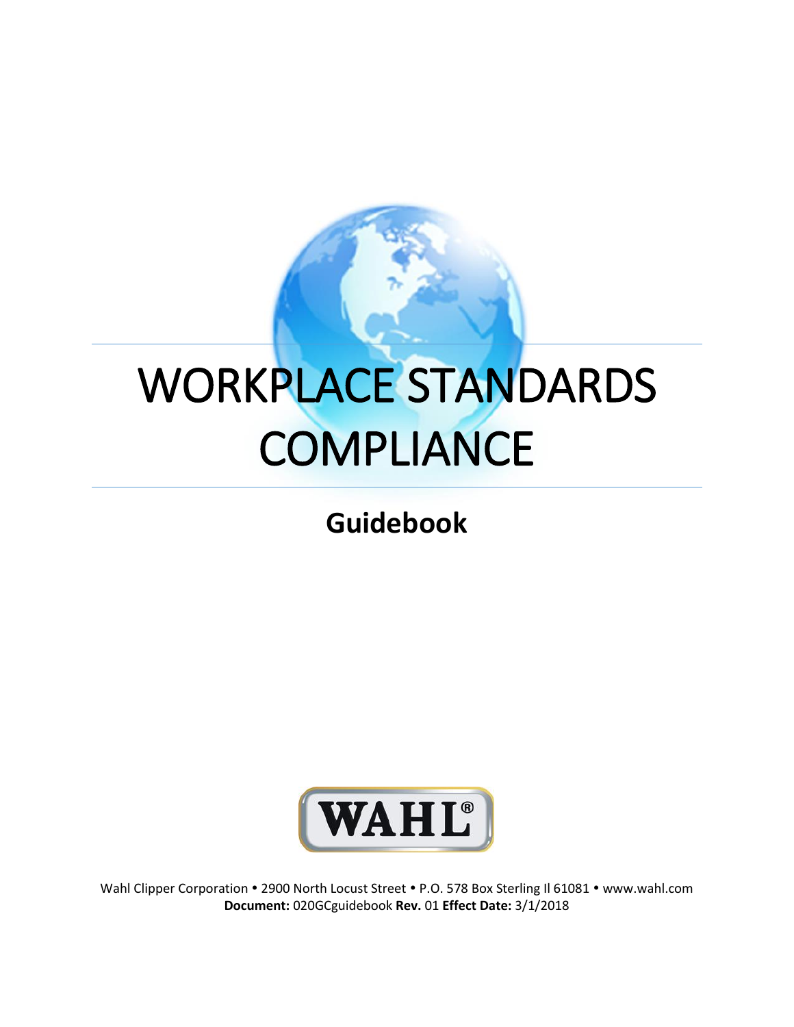# WORKPLACE STANDARDS COMPLIANCE

## Guidebook

WAHL®

Wahl Clipper Corporation • 2900 North Locust Street • P.O. 578 Box Sterling Il 61081 • www.wahl.com
**Document:** 020GCguidebook **Rev.** 01 **Effect Date:** 3/1/2018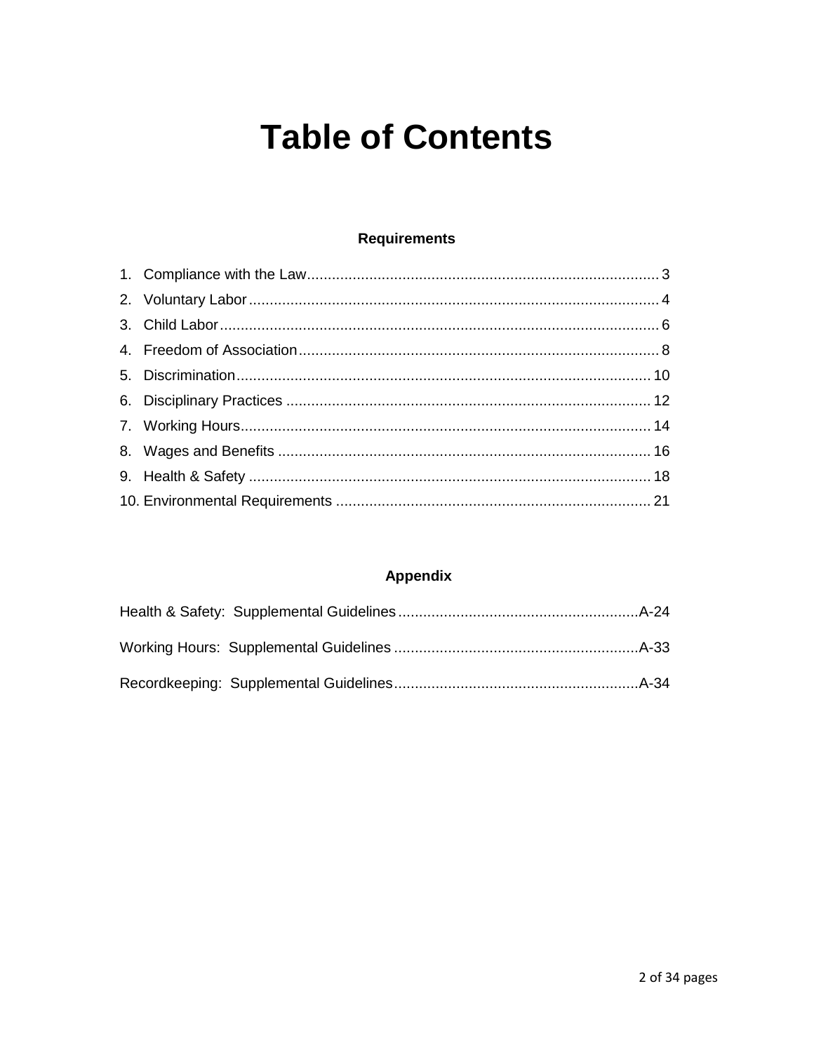# Table of Contents

### Requirements

1. Compliance with the Law .................... 3
2. Voluntary Labor .................... 4
3. Child Labor .................... 6
4. Freedom of Association .................... 8
5. Discrimination .................... 10
6. Disciplinary Practices .................... 12
7. Working Hours .................... 14
8. Wages and Benefits .................... 16
9. Health & Safety .................... 18
10. Environmental Requirements .................... 21

### Appendix

Health & Safety: Supplemental Guidelines .................... A-24

Working Hours: Supplemental Guidelines .................... A-33

Recordkeeping: Supplemental Guidelines .................... A-34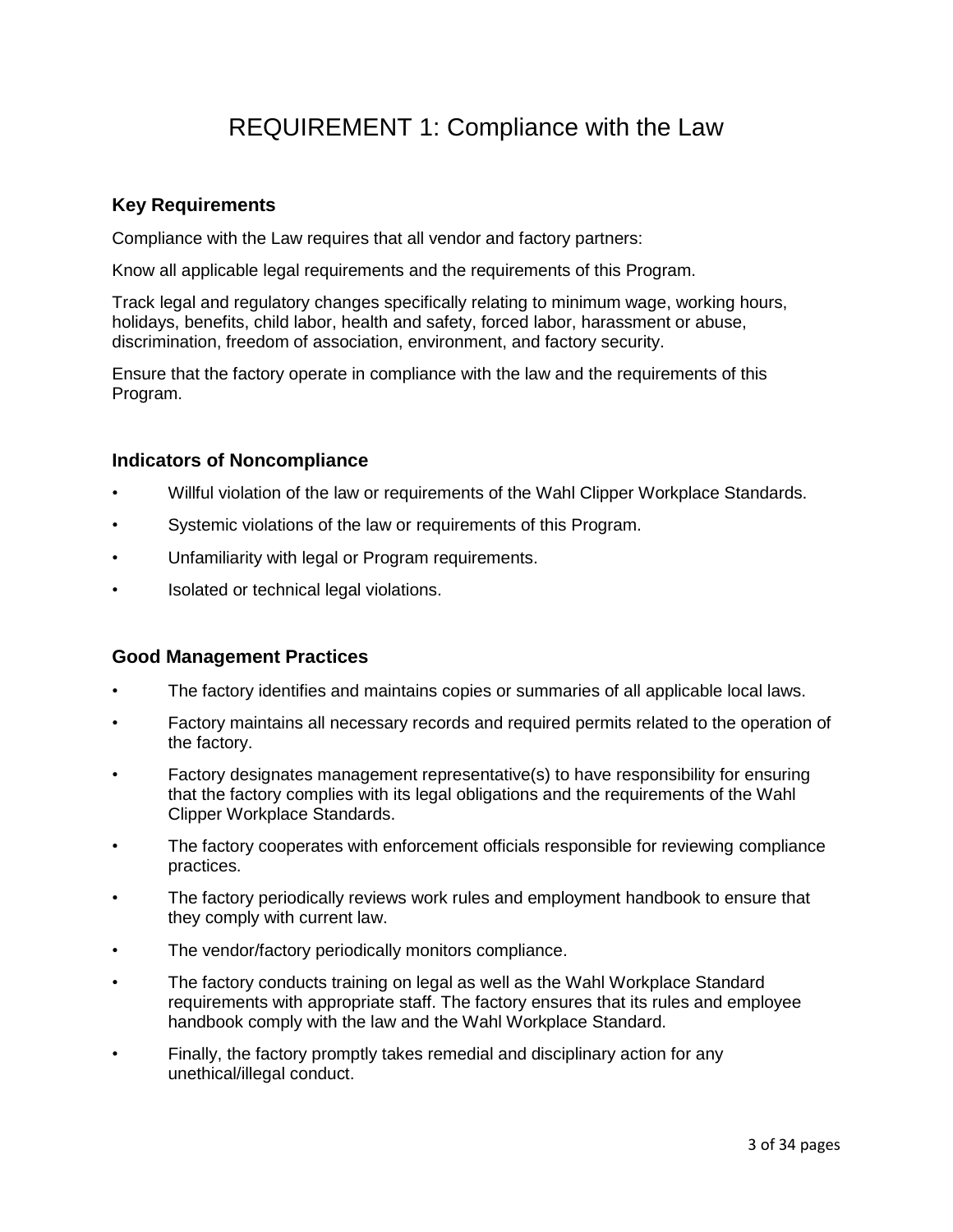# REQUIREMENT 1: Compliance with the Law

### Key Requirements

Compliance with the Law requires that all vendor and factory partners:

Know all applicable legal requirements and the requirements of this Program.

Track legal and regulatory changes specifically relating to minimum wage, working hours, holidays, benefits, child labor, health and safety, forced labor, harassment or abuse, discrimination, freedom of association, environment, and factory security.

Ensure that the factory operate in compliance with the law and the requirements of this Program.

### Indicators of Noncompliance

- Willful violation of the law or requirements of the Wahl Clipper Workplace Standards.
- Systemic violations of the law or requirements of this Program.
- Unfamiliarity with legal or Program requirements.
- Isolated or technical legal violations.

### Good Management Practices

- The factory identifies and maintains copies or summaries of all applicable local laws.
- Factory maintains all necessary records and required permits related to the operation of the factory.
- Factory designates management representative(s) to have responsibility for ensuring that the factory complies with its legal obligations and the requirements of the Wahl Clipper Workplace Standards.
- The factory cooperates with enforcement officials responsible for reviewing compliance practices.
- The factory periodically reviews work rules and employment handbook to ensure that they comply with current law.
- The vendor/factory periodically monitors compliance.
- The factory conducts training on legal as well as the Wahl Workplace Standard requirements with appropriate staff. The factory ensures that its rules and employee handbook comply with the law and the Wahl Workplace Standard.
- Finally, the factory promptly takes remedial and disciplinary action for any unethical/illegal conduct.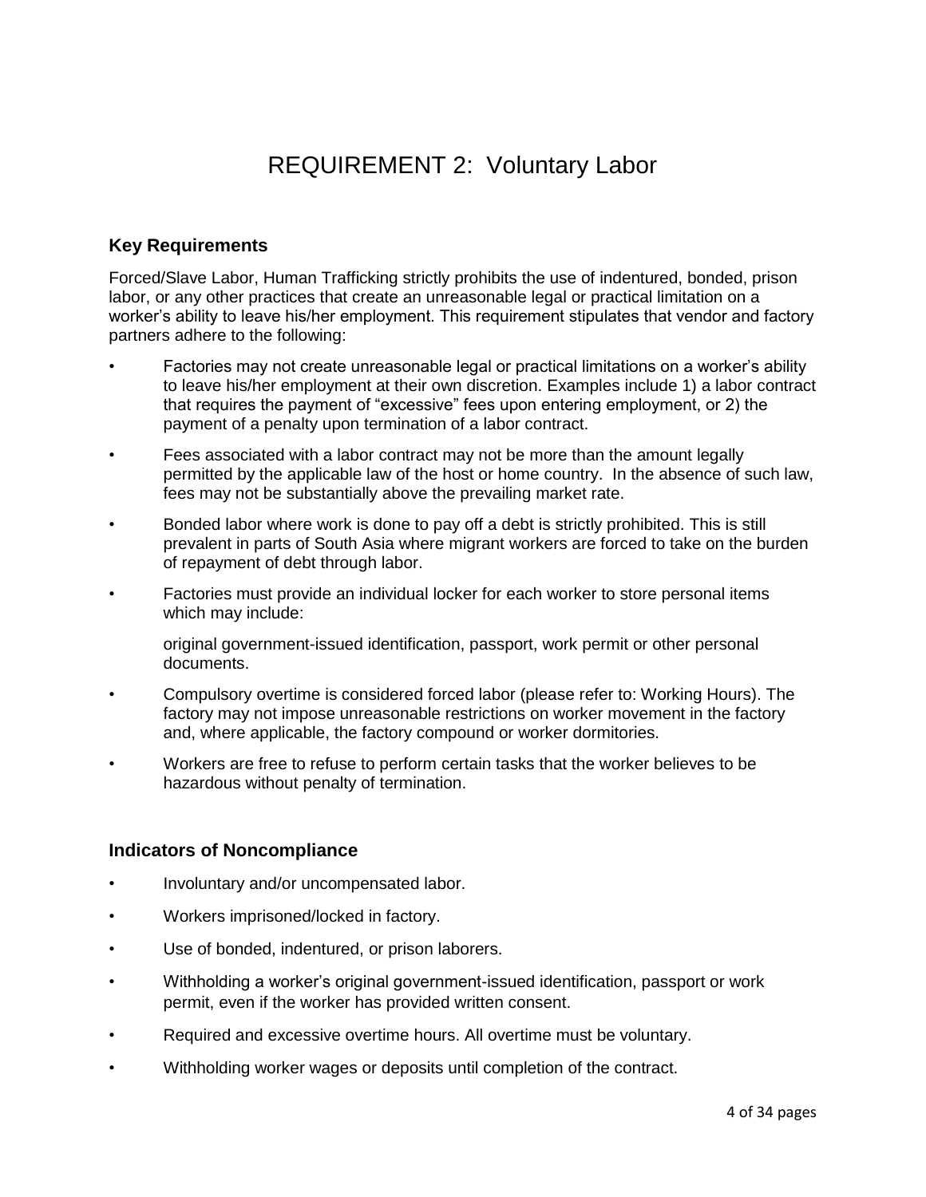# REQUIREMENT 2: Voluntary Labor

## Key Requirements

Forced/Slave Labor, Human Trafficking strictly prohibits the use of indentured, bonded, prison labor, or any other practices that create an unreasonable legal or practical limitation on a worker's ability to leave his/her employment. This requirement stipulates that vendor and factory partners adhere to the following:

- Factories may not create unreasonable legal or practical limitations on a worker's ability to leave his/her employment at their own discretion. Examples include 1) a labor contract that requires the payment of "excessive" fees upon entering employment, or 2) the payment of a penalty upon termination of a labor contract.
- Fees associated with a labor contract may not be more than the amount legally permitted by the applicable law of the host or home country. In the absence of such law, fees may not be substantially above the prevailing market rate.
- Bonded labor where work is done to pay off a debt is strictly prohibited. This is still prevalent in parts of South Asia where migrant workers are forced to take on the burden of repayment of debt through labor.
- Factories must provide an individual locker for each worker to store personal items which may include:

  original government-issued identification, passport, work permit or other personal documents.
- Compulsory overtime is considered forced labor (please refer to: Working Hours). The factory may not impose unreasonable restrictions on worker movement in the factory and, where applicable, the factory compound or worker dormitories.
- Workers are free to refuse to perform certain tasks that the worker believes to be hazardous without penalty of termination.

## Indicators of Noncompliance

- Involuntary and/or uncompensated labor.
- Workers imprisoned/locked in factory.
- Use of bonded, indentured, or prison laborers.
- Withholding a worker's original government-issued identification, passport or work permit, even if the worker has provided written consent.
- Required and excessive overtime hours. All overtime must be voluntary.
- Withholding worker wages or deposits until completion of the contract.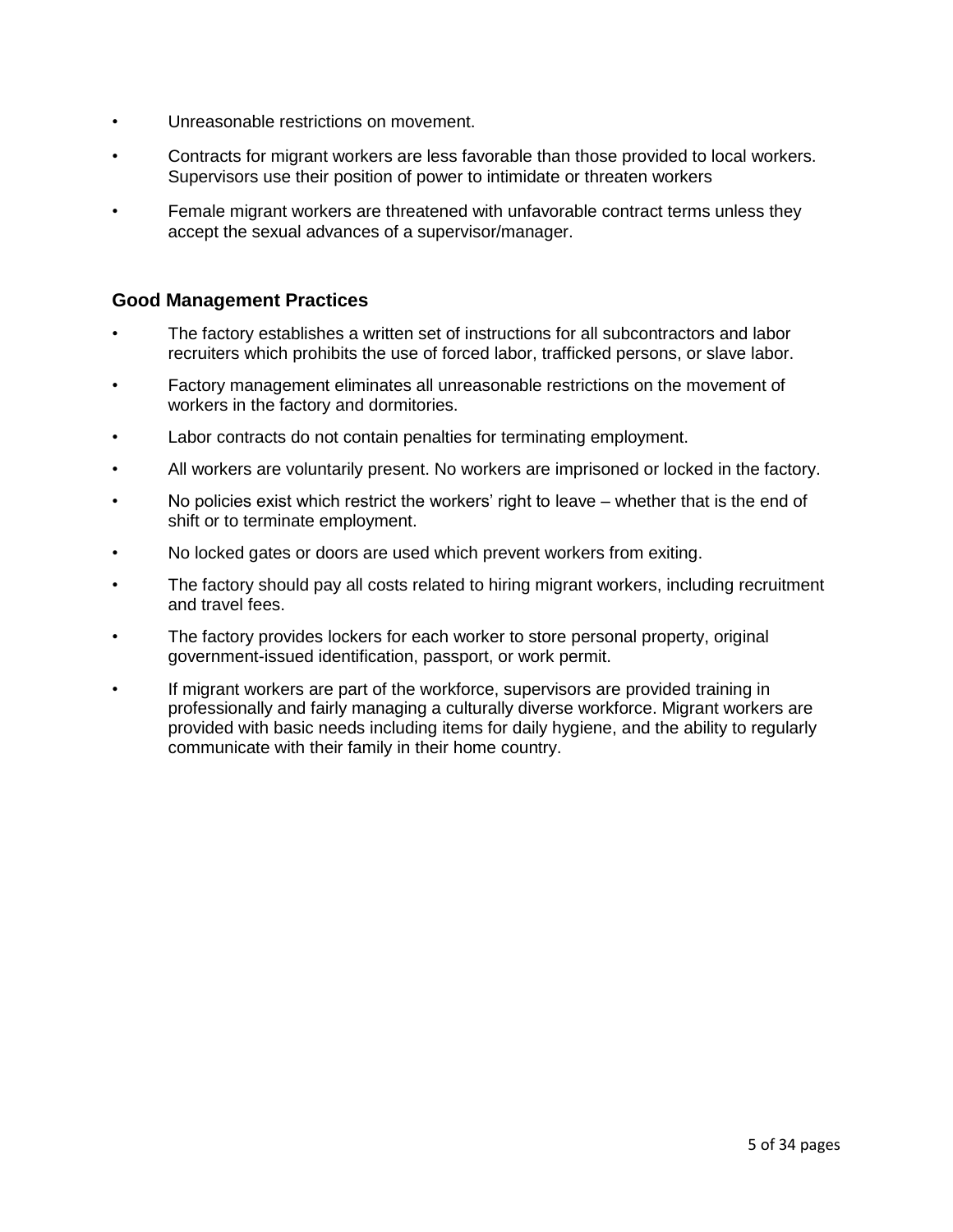- Unreasonable restrictions on movement.
- Contracts for migrant workers are less favorable than those provided to local workers. Supervisors use their position of power to intimidate or threaten workers
- Female migrant workers are threatened with unfavorable contract terms unless they accept the sexual advances of a supervisor/manager.

### Good Management Practices

- The factory establishes a written set of instructions for all subcontractors and labor recruiters which prohibits the use of forced labor, trafficked persons, or slave labor.
- Factory management eliminates all unreasonable restrictions on the movement of workers in the factory and dormitories.
- Labor contracts do not contain penalties for terminating employment.
- All workers are voluntarily present. No workers are imprisoned or locked in the factory.
- No policies exist which restrict the workers' right to leave – whether that is the end of shift or to terminate employment.
- No locked gates or doors are used which prevent workers from exiting.
- The factory should pay all costs related to hiring migrant workers, including recruitment and travel fees.
- The factory provides lockers for each worker to store personal property, original government-issued identification, passport, or work permit.
- If migrant workers are part of the workforce, supervisors are provided training in professionally and fairly managing a culturally diverse workforce. Migrant workers are provided with basic needs including items for daily hygiene, and the ability to regularly communicate with their family in their home country.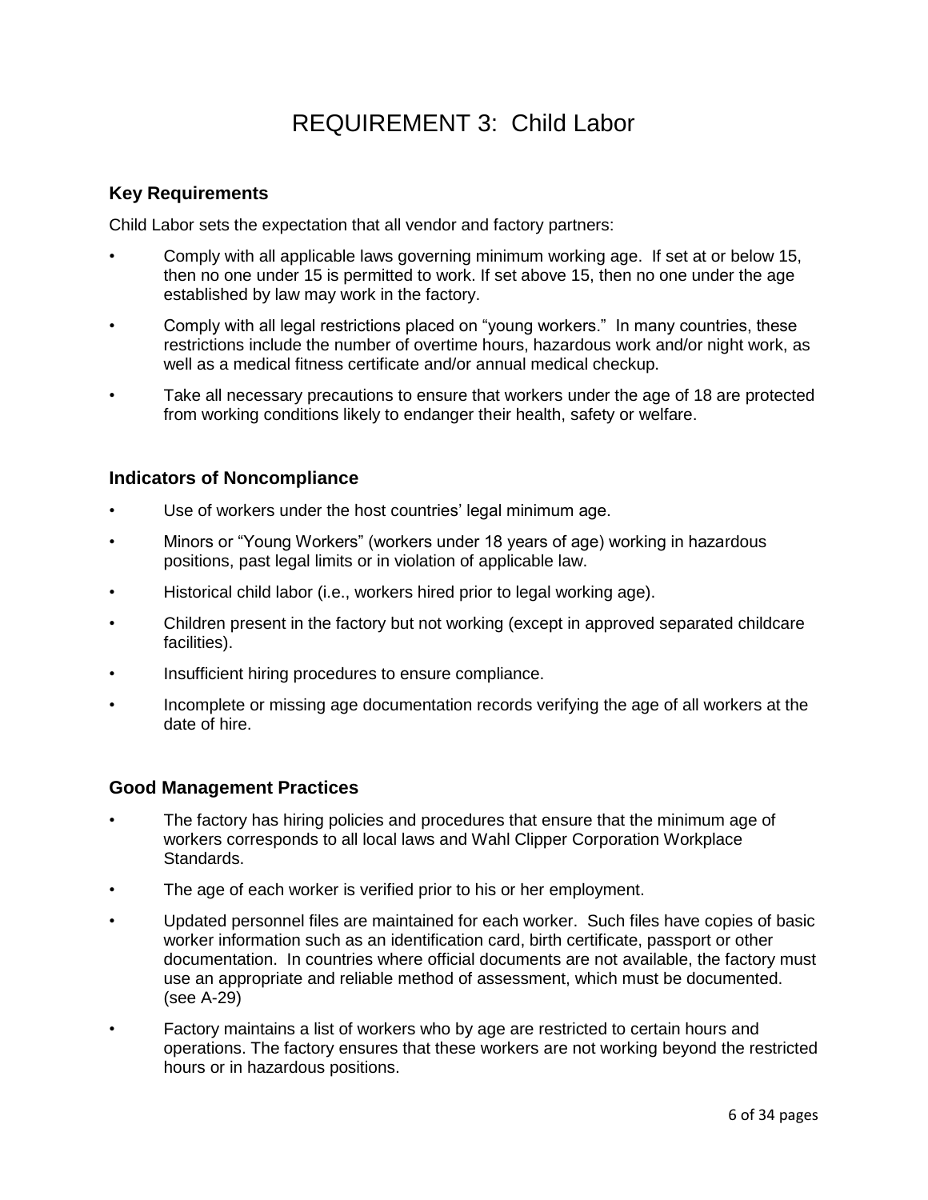# REQUIREMENT 3: Child Labor

## Key Requirements

Child Labor sets the expectation that all vendor and factory partners:

- Comply with all applicable laws governing minimum working age. If set at or below 15, then no one under 15 is permitted to work. If set above 15, then no one under the age established by law may work in the factory.
- Comply with all legal restrictions placed on "young workers." In many countries, these restrictions include the number of overtime hours, hazardous work and/or night work, as well as a medical fitness certificate and/or annual medical checkup.
- Take all necessary precautions to ensure that workers under the age of 18 are protected from working conditions likely to endanger their health, safety or welfare.

## Indicators of Noncompliance

- Use of workers under the host countries' legal minimum age.
- Minors or "Young Workers" (workers under 18 years of age) working in hazardous positions, past legal limits or in violation of applicable law.
- Historical child labor (i.e., workers hired prior to legal working age).
- Children present in the factory but not working (except in approved separated childcare facilities).
- Insufficient hiring procedures to ensure compliance.
- Incomplete or missing age documentation records verifying the age of all workers at the date of hire.

## Good Management Practices

- The factory has hiring policies and procedures that ensure that the minimum age of workers corresponds to all local laws and Wahl Clipper Corporation Workplace Standards.
- The age of each worker is verified prior to his or her employment.
- Updated personnel files are maintained for each worker. Such files have copies of basic worker information such as an identification card, birth certificate, passport or other documentation. In countries where official documents are not available, the factory must use an appropriate and reliable method of assessment, which must be documented. (see A-29)
- Factory maintains a list of workers who by age are restricted to certain hours and operations. The factory ensures that these workers are not working beyond the restricted hours or in hazardous positions.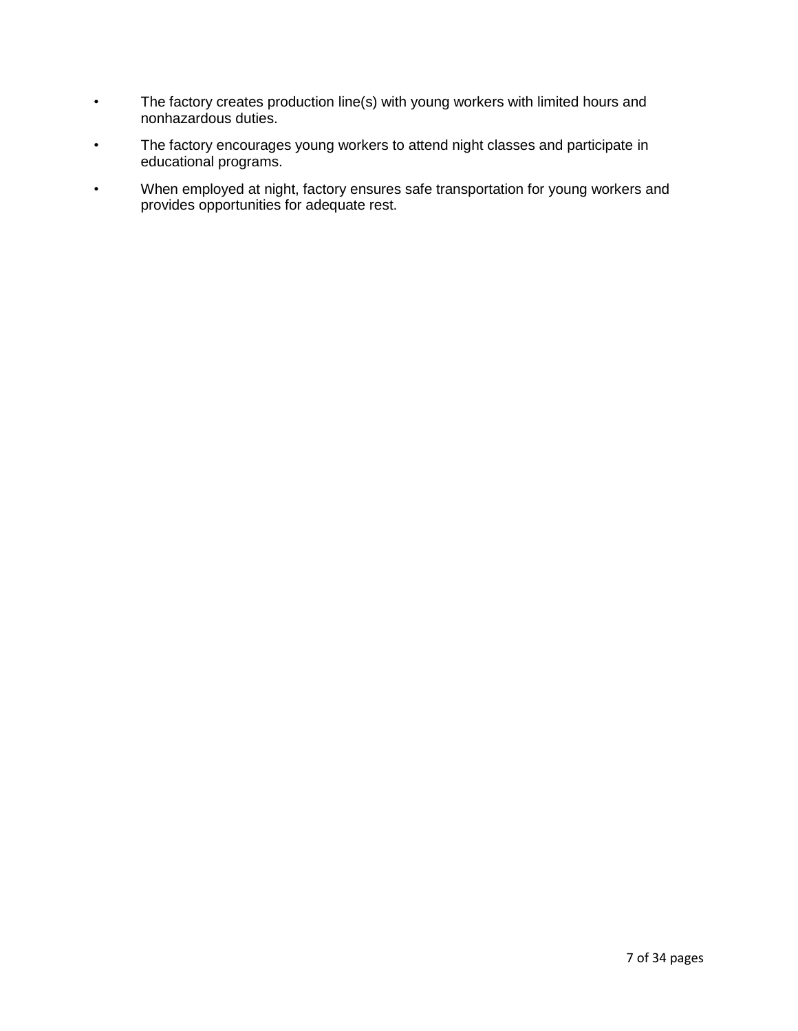- The factory creates production line(s) with young workers with limited hours and nonhazardous duties.
- The factory encourages young workers to attend night classes and participate in educational programs.
- When employed at night, factory ensures safe transportation for young workers and provides opportunities for adequate rest.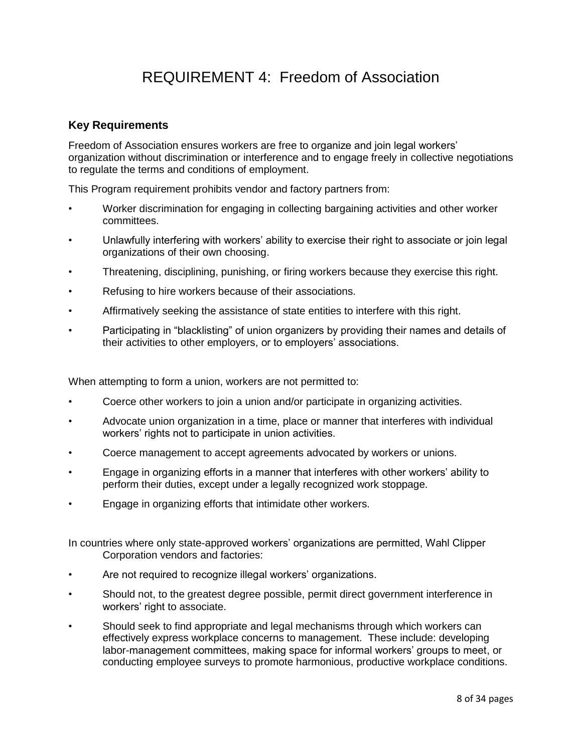# REQUIREMENT 4: Freedom of Association

### Key Requirements

Freedom of Association ensures workers are free to organize and join legal workers' organization without discrimination or interference and to engage freely in collective negotiations to regulate the terms and conditions of employment.

This Program requirement prohibits vendor and factory partners from:

- Worker discrimination for engaging in collecting bargaining activities and other worker committees.
- Unlawfully interfering with workers' ability to exercise their right to associate or join legal organizations of their own choosing.
- Threatening, disciplining, punishing, or firing workers because they exercise this right.
- Refusing to hire workers because of their associations.
- Affirmatively seeking the assistance of state entities to interfere with this right.
- Participating in "blacklisting" of union organizers by providing their names and details of their activities to other employers, or to employers' associations.

When attempting to form a union, workers are not permitted to:

- Coerce other workers to join a union and/or participate in organizing activities.
- Advocate union organization in a time, place or manner that interferes with individual workers' rights not to participate in union activities.
- Coerce management to accept agreements advocated by workers or unions.
- Engage in organizing efforts in a manner that interferes with other workers' ability to perform their duties, except under a legally recognized work stoppage.
- Engage in organizing efforts that intimidate other workers.

In countries where only state-approved workers' organizations are permitted, Wahl Clipper Corporation vendors and factories:

- Are not required to recognize illegal workers' organizations.
- Should not, to the greatest degree possible, permit direct government interference in workers' right to associate.
- Should seek to find appropriate and legal mechanisms through which workers can effectively express workplace concerns to management. These include: developing labor-management committees, making space for informal workers' groups to meet, or conducting employee surveys to promote harmonious, productive workplace conditions.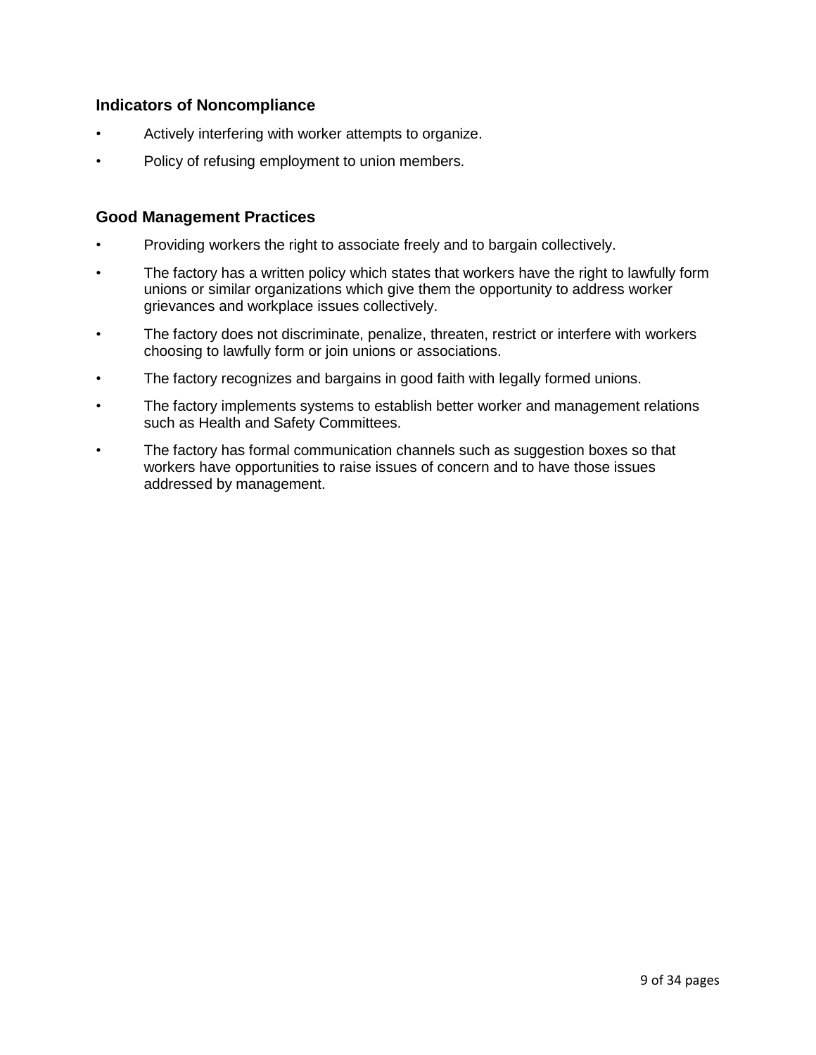### Indicators of Noncompliance

- Actively interfering with worker attempts to organize.
- Policy of refusing employment to union members.

### Good Management Practices

- Providing workers the right to associate freely and to bargain collectively.
- The factory has a written policy which states that workers have the right to lawfully form unions or similar organizations which give them the opportunity to address worker grievances and workplace issues collectively.
- The factory does not discriminate, penalize, threaten, restrict or interfere with workers choosing to lawfully form or join unions or associations.
- The factory recognizes and bargains in good faith with legally formed unions.
- The factory implements systems to establish better worker and management relations such as Health and Safety Committees.
- The factory has formal communication channels such as suggestion boxes so that workers have opportunities to raise issues of concern and to have those issues addressed by management.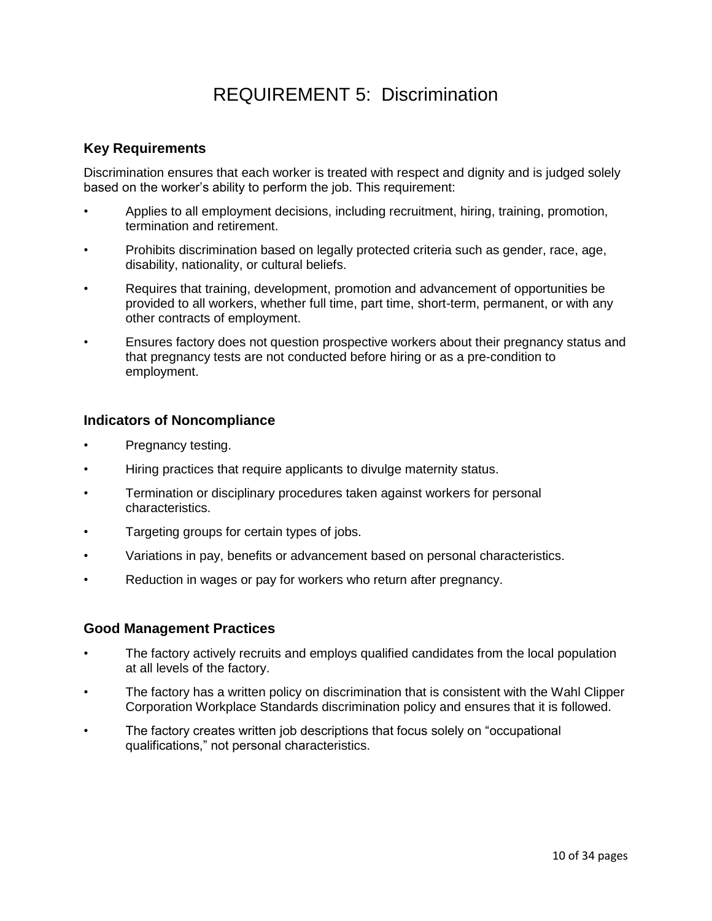# REQUIREMENT 5: Discrimination

### Key Requirements

Discrimination ensures that each worker is treated with respect and dignity and is judged solely based on the worker's ability to perform the job. This requirement:

- Applies to all employment decisions, including recruitment, hiring, training, promotion, termination and retirement.
- Prohibits discrimination based on legally protected criteria such as gender, race, age, disability, nationality, or cultural beliefs.
- Requires that training, development, promotion and advancement of opportunities be provided to all workers, whether full time, part time, short-term, permanent, or with any other contracts of employment.
- Ensures factory does not question prospective workers about their pregnancy status and that pregnancy tests are not conducted before hiring or as a pre-condition to employment.

### Indicators of Noncompliance

- Pregnancy testing.
- Hiring practices that require applicants to divulge maternity status.
- Termination or disciplinary procedures taken against workers for personal characteristics.
- Targeting groups for certain types of jobs.
- Variations in pay, benefits or advancement based on personal characteristics.
- Reduction in wages or pay for workers who return after pregnancy.

### Good Management Practices

- The factory actively recruits and employs qualified candidates from the local population at all levels of the factory.
- The factory has a written policy on discrimination that is consistent with the Wahl Clipper Corporation Workplace Standards discrimination policy and ensures that it is followed.
- The factory creates written job descriptions that focus solely on "occupational qualifications," not personal characteristics.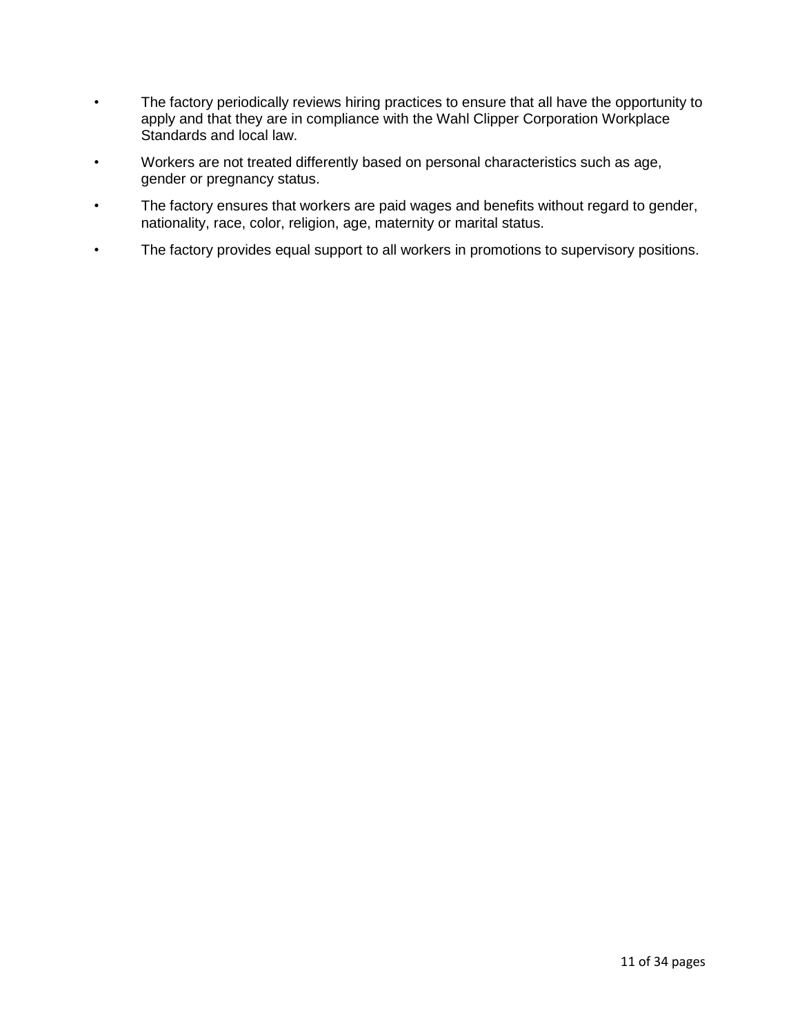- The factory periodically reviews hiring practices to ensure that all have the opportunity to apply and that they are in compliance with the Wahl Clipper Corporation Workplace Standards and local law.
- Workers are not treated differently based on personal characteristics such as age, gender or pregnancy status.
- The factory ensures that workers are paid wages and benefits without regard to gender, nationality, race, color, religion, age, maternity or marital status.
- The factory provides equal support to all workers in promotions to supervisory positions.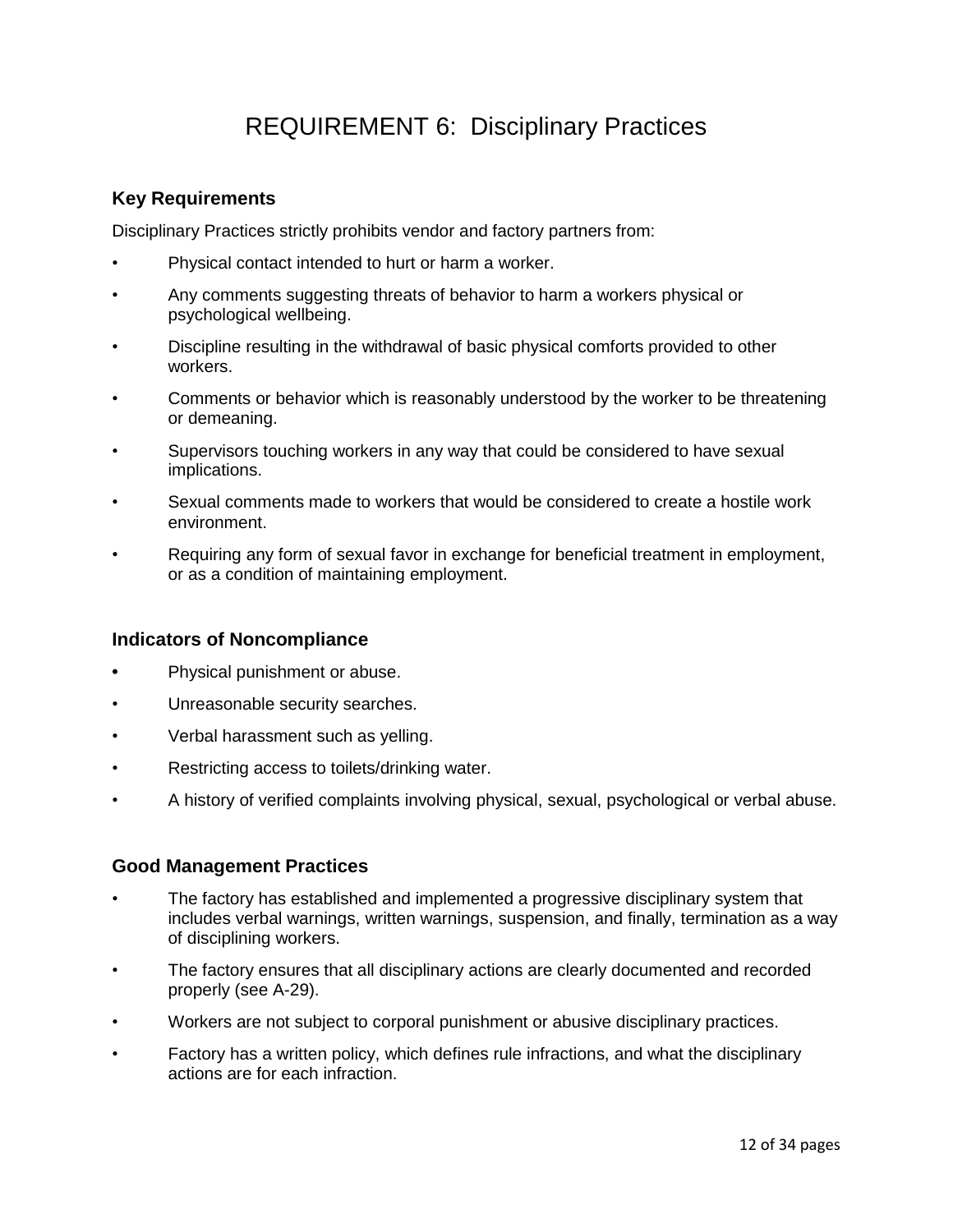# REQUIREMENT 6: Disciplinary Practices

### Key Requirements

Disciplinary Practices strictly prohibits vendor and factory partners from:

- Physical contact intended to hurt or harm a worker.
- Any comments suggesting threats of behavior to harm a workers physical or psychological wellbeing.
- Discipline resulting in the withdrawal of basic physical comforts provided to other workers.
- Comments or behavior which is reasonably understood by the worker to be threatening or demeaning.
- Supervisors touching workers in any way that could be considered to have sexual implications.
- Sexual comments made to workers that would be considered to create a hostile work environment.
- Requiring any form of sexual favor in exchange for beneficial treatment in employment, or as a condition of maintaining employment.

### Indicators of Noncompliance

- Physical punishment or abuse.
- Unreasonable security searches.
- Verbal harassment such as yelling.
- Restricting access to toilets/drinking water.
- A history of verified complaints involving physical, sexual, psychological or verbal abuse.

### Good Management Practices

- The factory has established and implemented a progressive disciplinary system that includes verbal warnings, written warnings, suspension, and finally, termination as a way of disciplining workers.
- The factory ensures that all disciplinary actions are clearly documented and recorded properly (see A-29).
- Workers are not subject to corporal punishment or abusive disciplinary practices.
- Factory has a written policy, which defines rule infractions, and what the disciplinary actions are for each infraction.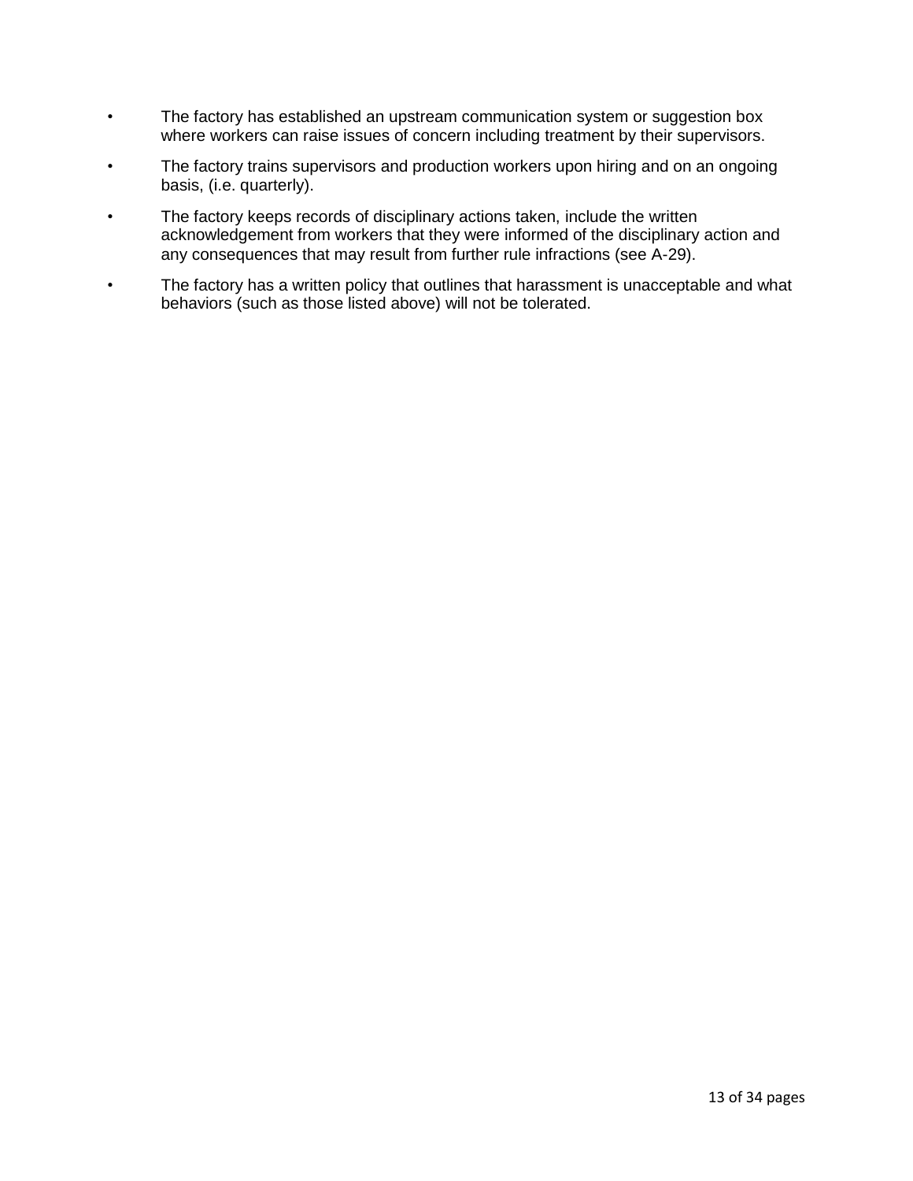- The factory has established an upstream communication system or suggestion box where workers can raise issues of concern including treatment by their supervisors.
- The factory trains supervisors and production workers upon hiring and on an ongoing basis, (i.e. quarterly).
- The factory keeps records of disciplinary actions taken, include the written acknowledgement from workers that they were informed of the disciplinary action and any consequences that may result from further rule infractions (see A-29).
- The factory has a written policy that outlines that harassment is unacceptable and what behaviors (such as those listed above) will not be tolerated.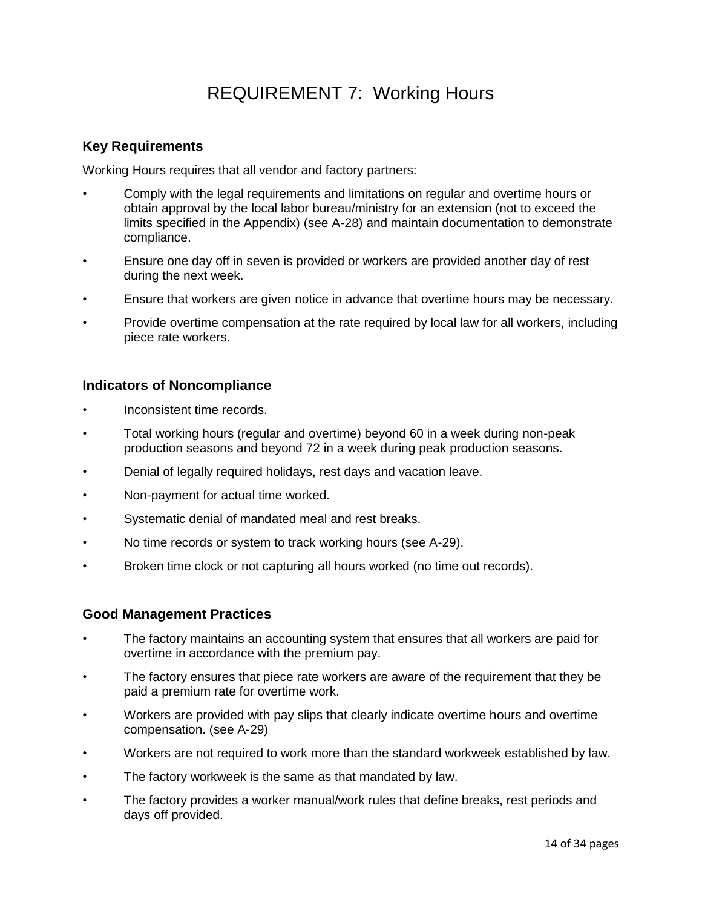# REQUIREMENT 7: Working Hours

### Key Requirements

Working Hours requires that all vendor and factory partners:

- Comply with the legal requirements and limitations on regular and overtime hours or obtain approval by the local labor bureau/ministry for an extension (not to exceed the limits specified in the Appendix) (see A-28) and maintain documentation to demonstrate compliance.
- Ensure one day off in seven is provided or workers are provided another day of rest during the next week.
- Ensure that workers are given notice in advance that overtime hours may be necessary.
- Provide overtime compensation at the rate required by local law for all workers, including piece rate workers.

### Indicators of Noncompliance

- Inconsistent time records.
- Total working hours (regular and overtime) beyond 60 in a week during non-peak production seasons and beyond 72 in a week during peak production seasons.
- Denial of legally required holidays, rest days and vacation leave.
- Non-payment for actual time worked.
- Systematic denial of mandated meal and rest breaks.
- No time records or system to track working hours (see A-29).
- Broken time clock or not capturing all hours worked (no time out records).

### Good Management Practices

- The factory maintains an accounting system that ensures that all workers are paid for overtime in accordance with the premium pay.
- The factory ensures that piece rate workers are aware of the requirement that they be paid a premium rate for overtime work.
- Workers are provided with pay slips that clearly indicate overtime hours and overtime compensation. (see A-29)
- Workers are not required to work more than the standard workweek established by law.
- The factory workweek is the same as that mandated by law.
- The factory provides a worker manual/work rules that define breaks, rest periods and days off provided.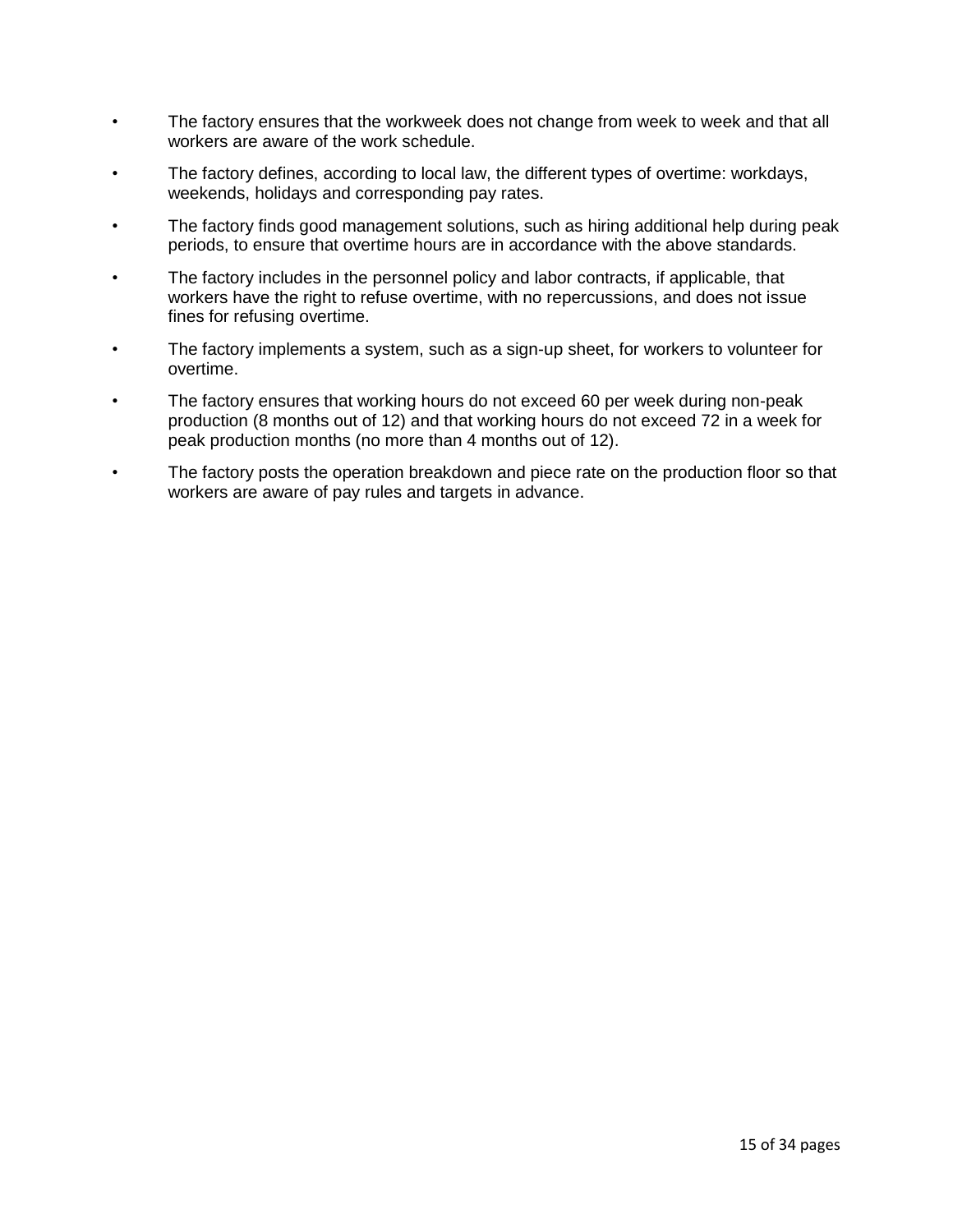- The factory ensures that the workweek does not change from week to week and that all workers are aware of the work schedule.
- The factory defines, according to local law, the different types of overtime: workdays, weekends, holidays and corresponding pay rates.
- The factory finds good management solutions, such as hiring additional help during peak periods, to ensure that overtime hours are in accordance with the above standards.
- The factory includes in the personnel policy and labor contracts, if applicable, that workers have the right to refuse overtime, with no repercussions, and does not issue fines for refusing overtime.
- The factory implements a system, such as a sign-up sheet, for workers to volunteer for overtime.
- The factory ensures that working hours do not exceed 60 per week during non-peak production (8 months out of 12) and that working hours do not exceed 72 in a week for peak production months (no more than 4 months out of 12).
- The factory posts the operation breakdown and piece rate on the production floor so that workers are aware of pay rules and targets in advance.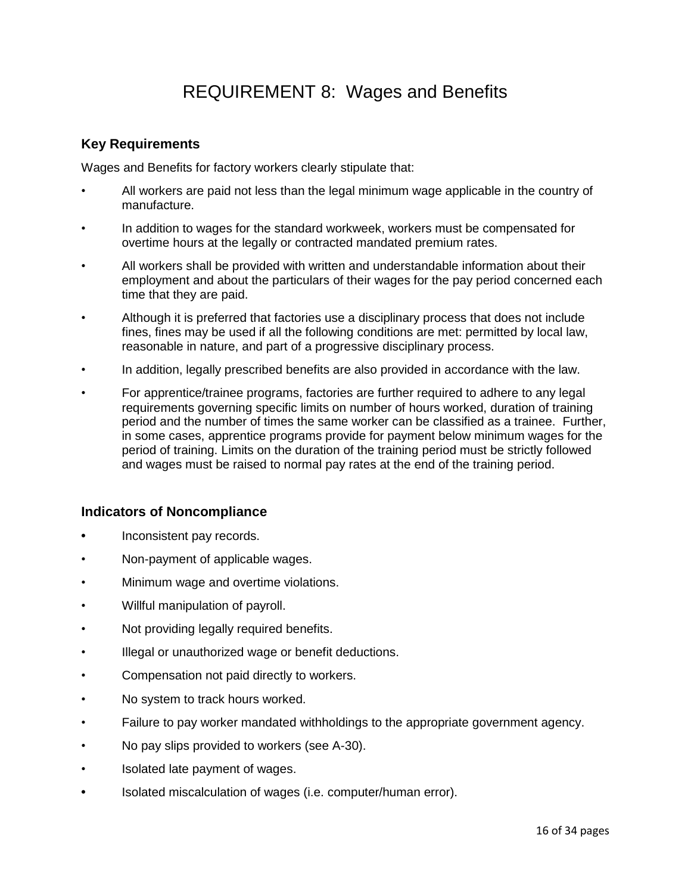# REQUIREMENT 8: Wages and Benefits

### Key Requirements

Wages and Benefits for factory workers clearly stipulate that:

- All workers are paid not less than the legal minimum wage applicable in the country of manufacture.
- In addition to wages for the standard workweek, workers must be compensated for overtime hours at the legally or contracted mandated premium rates.
- All workers shall be provided with written and understandable information about their employment and about the particulars of their wages for the pay period concerned each time that they are paid.
- Although it is preferred that factories use a disciplinary process that does not include fines, fines may be used if all the following conditions are met: permitted by local law, reasonable in nature, and part of a progressive disciplinary process.
- In addition, legally prescribed benefits are also provided in accordance with the law.
- For apprentice/trainee programs, factories are further required to adhere to any legal requirements governing specific limits on number of hours worked, duration of training period and the number of times the same worker can be classified as a trainee. Further, in some cases, apprentice programs provide for payment below minimum wages for the period of training. Limits on the duration of the training period must be strictly followed and wages must be raised to normal pay rates at the end of the training period.

### Indicators of Noncompliance

- Inconsistent pay records.
- Non-payment of applicable wages.
- Minimum wage and overtime violations.
- Willful manipulation of payroll.
- Not providing legally required benefits.
- Illegal or unauthorized wage or benefit deductions.
- Compensation not paid directly to workers.
- No system to track hours worked.
- Failure to pay worker mandated withholdings to the appropriate government agency.
- No pay slips provided to workers (see A-30).
- Isolated late payment of wages.
- Isolated miscalculation of wages (i.e. computer/human error).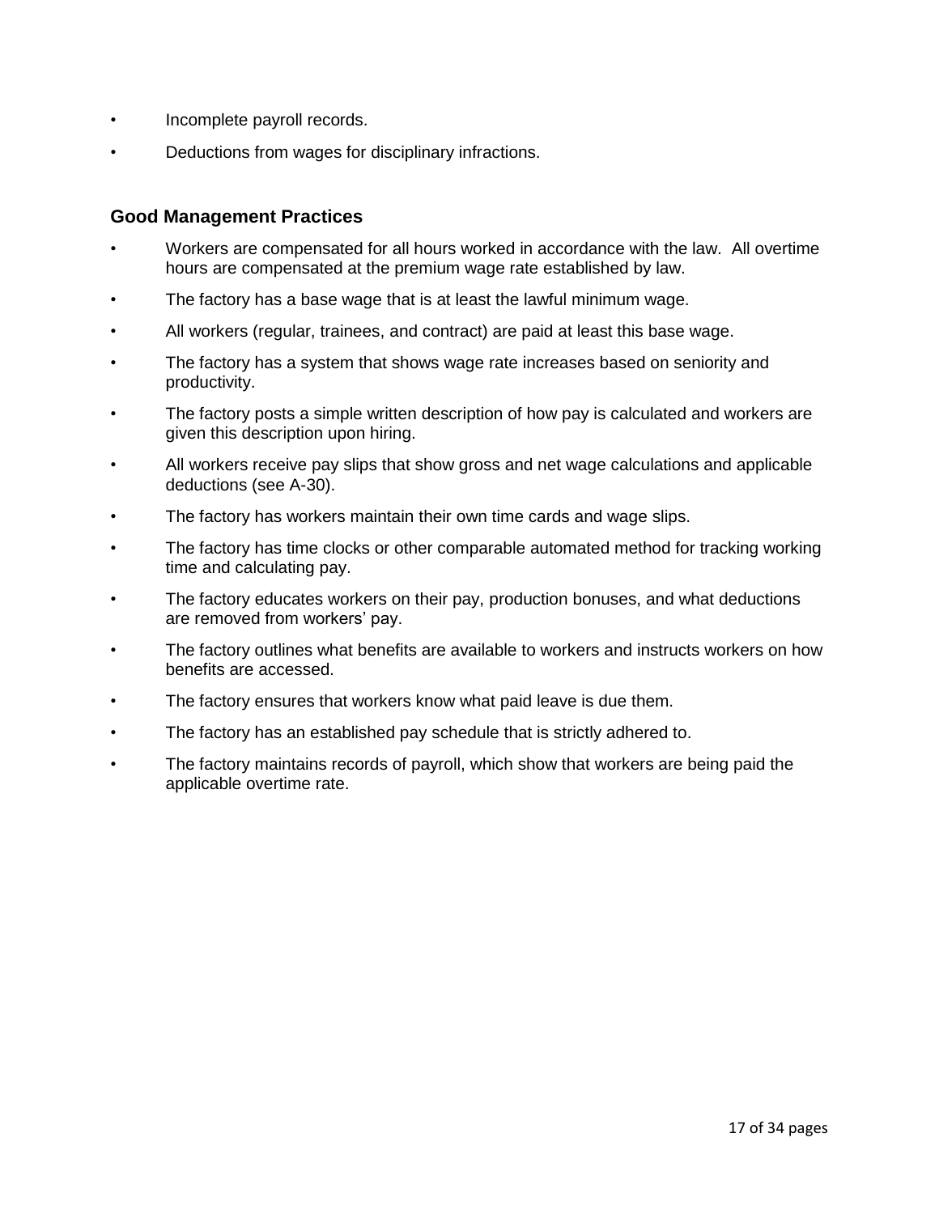- Incomplete payroll records.
- Deductions from wages for disciplinary infractions.

### Good Management Practices

- Workers are compensated for all hours worked in accordance with the law. All overtime hours are compensated at the premium wage rate established by law.
- The factory has a base wage that is at least the lawful minimum wage.
- All workers (regular, trainees, and contract) are paid at least this base wage.
- The factory has a system that shows wage rate increases based on seniority and productivity.
- The factory posts a simple written description of how pay is calculated and workers are given this description upon hiring.
- All workers receive pay slips that show gross and net wage calculations and applicable deductions (see A-30).
- The factory has workers maintain their own time cards and wage slips.
- The factory has time clocks or other comparable automated method for tracking working time and calculating pay.
- The factory educates workers on their pay, production bonuses, and what deductions are removed from workers' pay.
- The factory outlines what benefits are available to workers and instructs workers on how benefits are accessed.
- The factory ensures that workers know what paid leave is due them.
- The factory has an established pay schedule that is strictly adhered to.
- The factory maintains records of payroll, which show that workers are being paid the applicable overtime rate.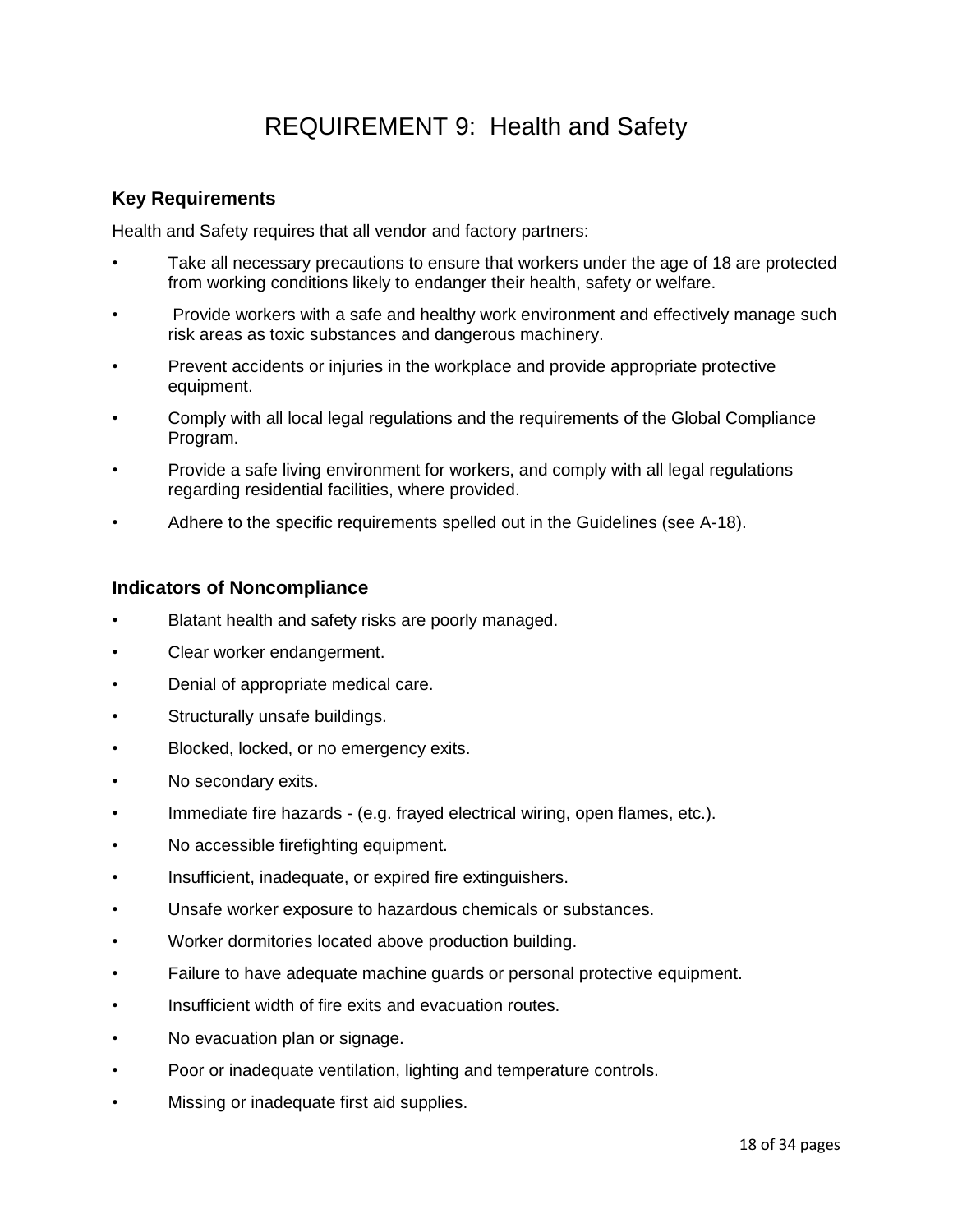# REQUIREMENT 9: Health and Safety

### Key Requirements

Health and Safety requires that all vendor and factory partners:

- Take all necessary precautions to ensure that workers under the age of 18 are protected from working conditions likely to endanger their health, safety or welfare.
- Provide workers with a safe and healthy work environment and effectively manage such risk areas as toxic substances and dangerous machinery.
- Prevent accidents or injuries in the workplace and provide appropriate protective equipment.
- Comply with all local legal regulations and the requirements of the Global Compliance Program.
- Provide a safe living environment for workers, and comply with all legal regulations regarding residential facilities, where provided.
- Adhere to the specific requirements spelled out in the Guidelines (see A-18).

### Indicators of Noncompliance

- Blatant health and safety risks are poorly managed.
- Clear worker endangerment.
- Denial of appropriate medical care.
- Structurally unsafe buildings.
- Blocked, locked, or no emergency exits.
- No secondary exits.
- Immediate fire hazards - (e.g. frayed electrical wiring, open flames, etc.).
- No accessible firefighting equipment.
- Insufficient, inadequate, or expired fire extinguishers.
- Unsafe worker exposure to hazardous chemicals or substances.
- Worker dormitories located above production building.
- Failure to have adequate machine guards or personal protective equipment.
- Insufficient width of fire exits and evacuation routes.
- No evacuation plan or signage.
- Poor or inadequate ventilation, lighting and temperature controls.
- Missing or inadequate first aid supplies.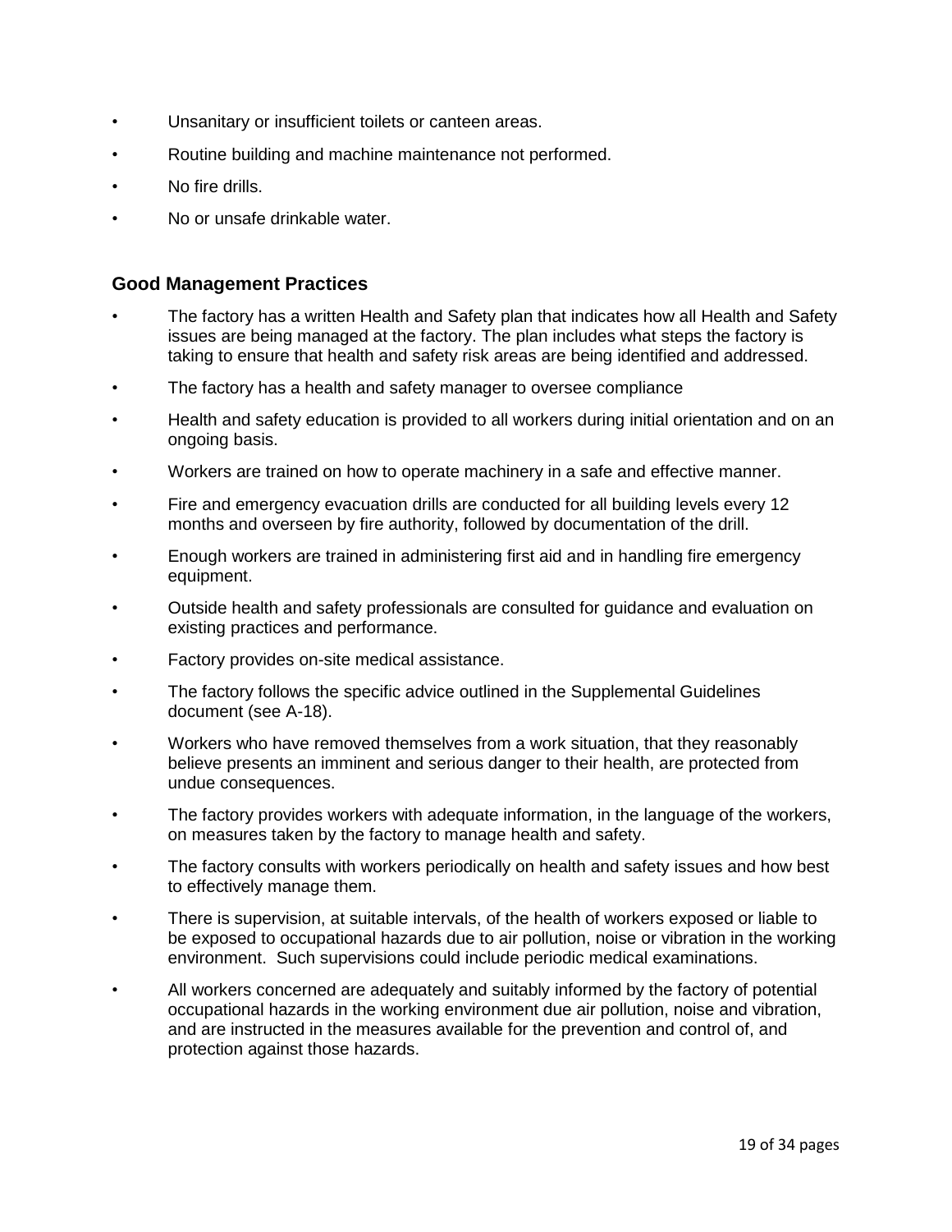- Unsanitary or insufficient toilets or canteen areas.
- Routine building and machine maintenance not performed.
- No fire drills.
- No or unsafe drinkable water.

### Good Management Practices

- The factory has a written Health and Safety plan that indicates how all Health and Safety issues are being managed at the factory. The plan includes what steps the factory is taking to ensure that health and safety risk areas are being identified and addressed.
- The factory has a health and safety manager to oversee compliance
- Health and safety education is provided to all workers during initial orientation and on an ongoing basis.
- Workers are trained on how to operate machinery in a safe and effective manner.
- Fire and emergency evacuation drills are conducted for all building levels every 12 months and overseen by fire authority, followed by documentation of the drill.
- Enough workers are trained in administering first aid and in handling fire emergency equipment.
- Outside health and safety professionals are consulted for guidance and evaluation on existing practices and performance.
- Factory provides on-site medical assistance.
- The factory follows the specific advice outlined in the Supplemental Guidelines document (see A-18).
- Workers who have removed themselves from a work situation, that they reasonably believe presents an imminent and serious danger to their health, are protected from undue consequences.
- The factory provides workers with adequate information, in the language of the workers, on measures taken by the factory to manage health and safety.
- The factory consults with workers periodically on health and safety issues and how best to effectively manage them.
- There is supervision, at suitable intervals, of the health of workers exposed or liable to be exposed to occupational hazards due to air pollution, noise or vibration in the working environment. Such supervisions could include periodic medical examinations.
- All workers concerned are adequately and suitably informed by the factory of potential occupational hazards in the working environment due air pollution, noise and vibration, and are instructed in the measures available for the prevention and control of, and protection against those hazards.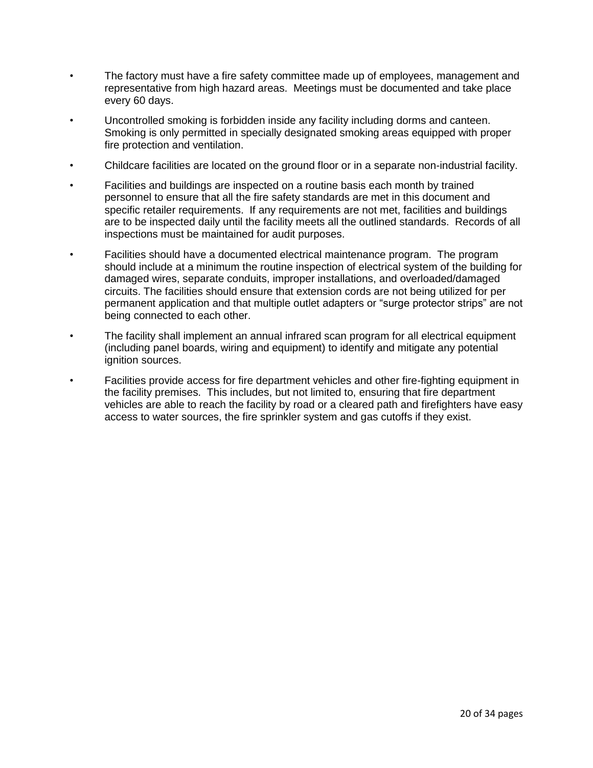- The factory must have a fire safety committee made up of employees, management and representative from high hazard areas. Meetings must be documented and take place every 60 days.
- Uncontrolled smoking is forbidden inside any facility including dorms and canteen. Smoking is only permitted in specially designated smoking areas equipped with proper fire protection and ventilation.
- Childcare facilities are located on the ground floor or in a separate non-industrial facility.
- Facilities and buildings are inspected on a routine basis each month by trained personnel to ensure that all the fire safety standards are met in this document and specific retailer requirements. If any requirements are not met, facilities and buildings are to be inspected daily until the facility meets all the outlined standards. Records of all inspections must be maintained for audit purposes.
- Facilities should have a documented electrical maintenance program. The program should include at a minimum the routine inspection of electrical system of the building for damaged wires, separate conduits, improper installations, and overloaded/damaged circuits. The facilities should ensure that extension cords are not being utilized for per permanent application and that multiple outlet adapters or "surge protector strips" are not being connected to each other.
- The facility shall implement an annual infrared scan program for all electrical equipment (including panel boards, wiring and equipment) to identify and mitigate any potential ignition sources.
- Facilities provide access for fire department vehicles and other fire-fighting equipment in the facility premises. This includes, but not limited to, ensuring that fire department vehicles are able to reach the facility by road or a cleared path and firefighters have easy access to water sources, the fire sprinkler system and gas cutoffs if they exist.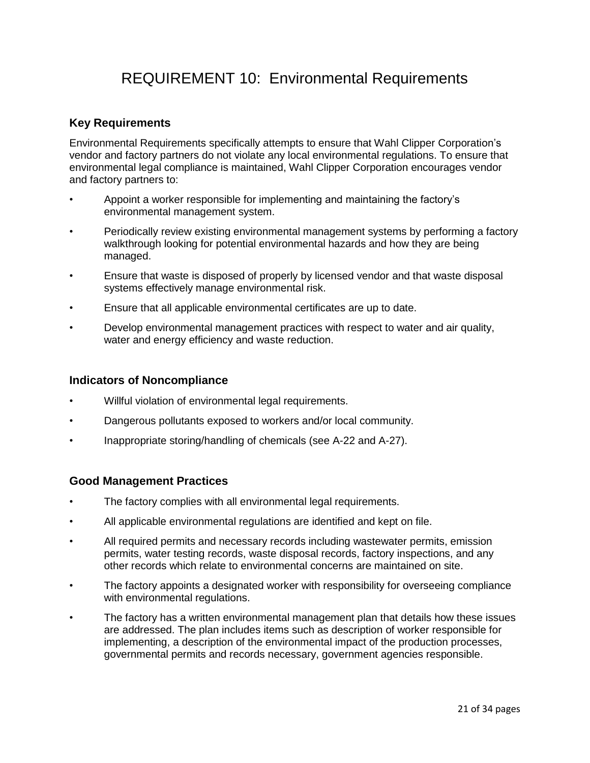# REQUIREMENT 10: Environmental Requirements

### Key Requirements

Environmental Requirements specifically attempts to ensure that Wahl Clipper Corporation's vendor and factory partners do not violate any local environmental regulations. To ensure that environmental legal compliance is maintained, Wahl Clipper Corporation encourages vendor and factory partners to:

- Appoint a worker responsible for implementing and maintaining the factory's environmental management system.
- Periodically review existing environmental management systems by performing a factory walkthrough looking for potential environmental hazards and how they are being managed.
- Ensure that waste is disposed of properly by licensed vendor and that waste disposal systems effectively manage environmental risk.
- Ensure that all applicable environmental certificates are up to date.
- Develop environmental management practices with respect to water and air quality, water and energy efficiency and waste reduction.

### Indicators of Noncompliance

- Willful violation of environmental legal requirements.
- Dangerous pollutants exposed to workers and/or local community.
- Inappropriate storing/handling of chemicals (see A-22 and A-27).

### Good Management Practices

- The factory complies with all environmental legal requirements.
- All applicable environmental regulations are identified and kept on file.
- All required permits and necessary records including wastewater permits, emission permits, water testing records, waste disposal records, factory inspections, and any other records which relate to environmental concerns are maintained on site.
- The factory appoints a designated worker with responsibility for overseeing compliance with environmental regulations.
- The factory has a written environmental management plan that details how these issues are addressed. The plan includes items such as description of worker responsible for implementing, a description of the environmental impact of the production processes, governmental permits and records necessary, government agencies responsible.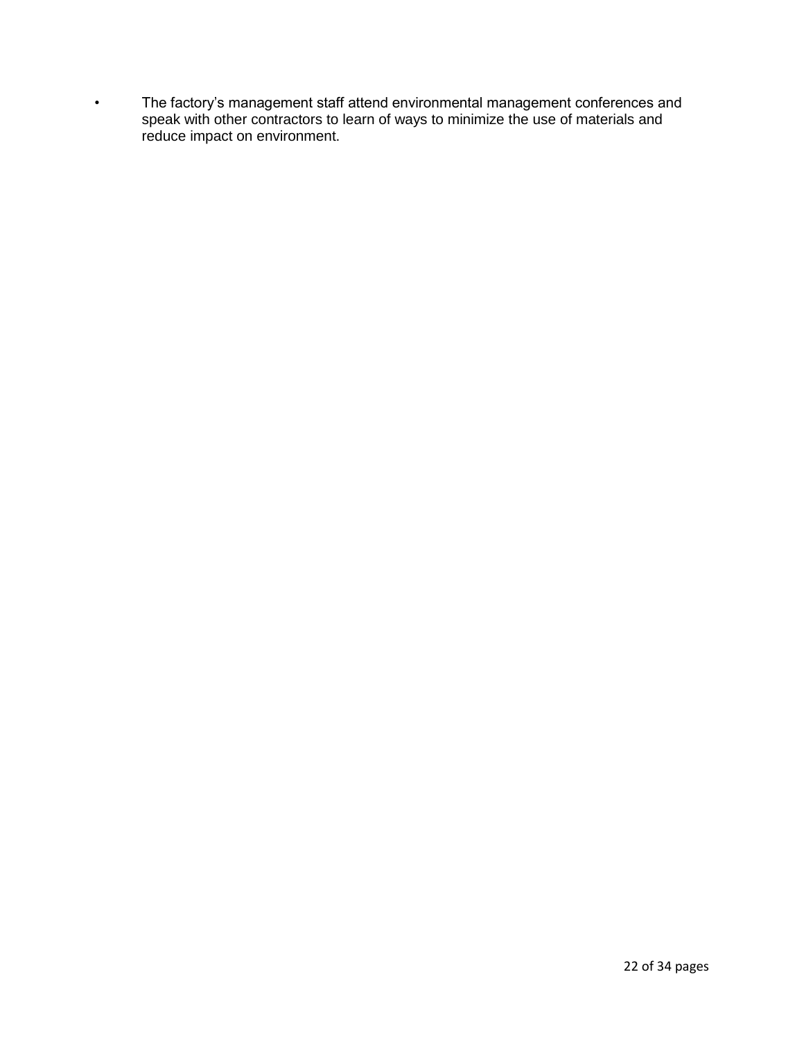- The factory's management staff attend environmental management conferences and speak with other contractors to learn of ways to minimize the use of materials and reduce impact on environment.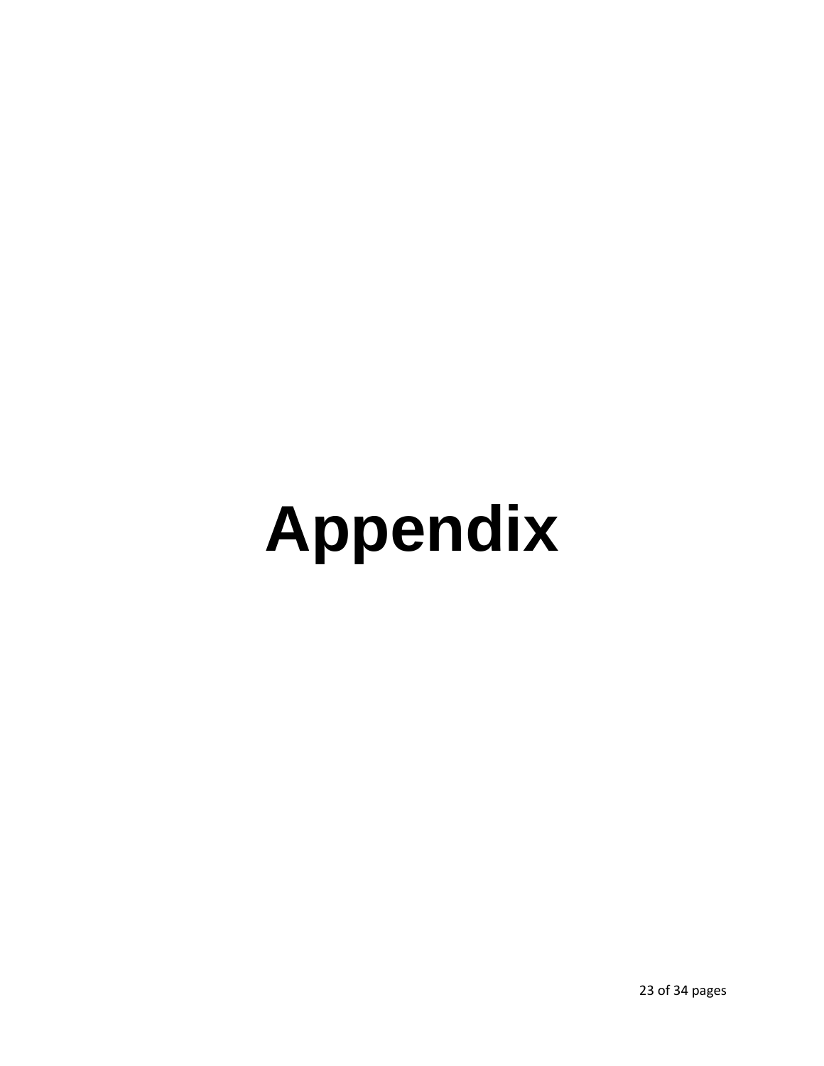# Appendix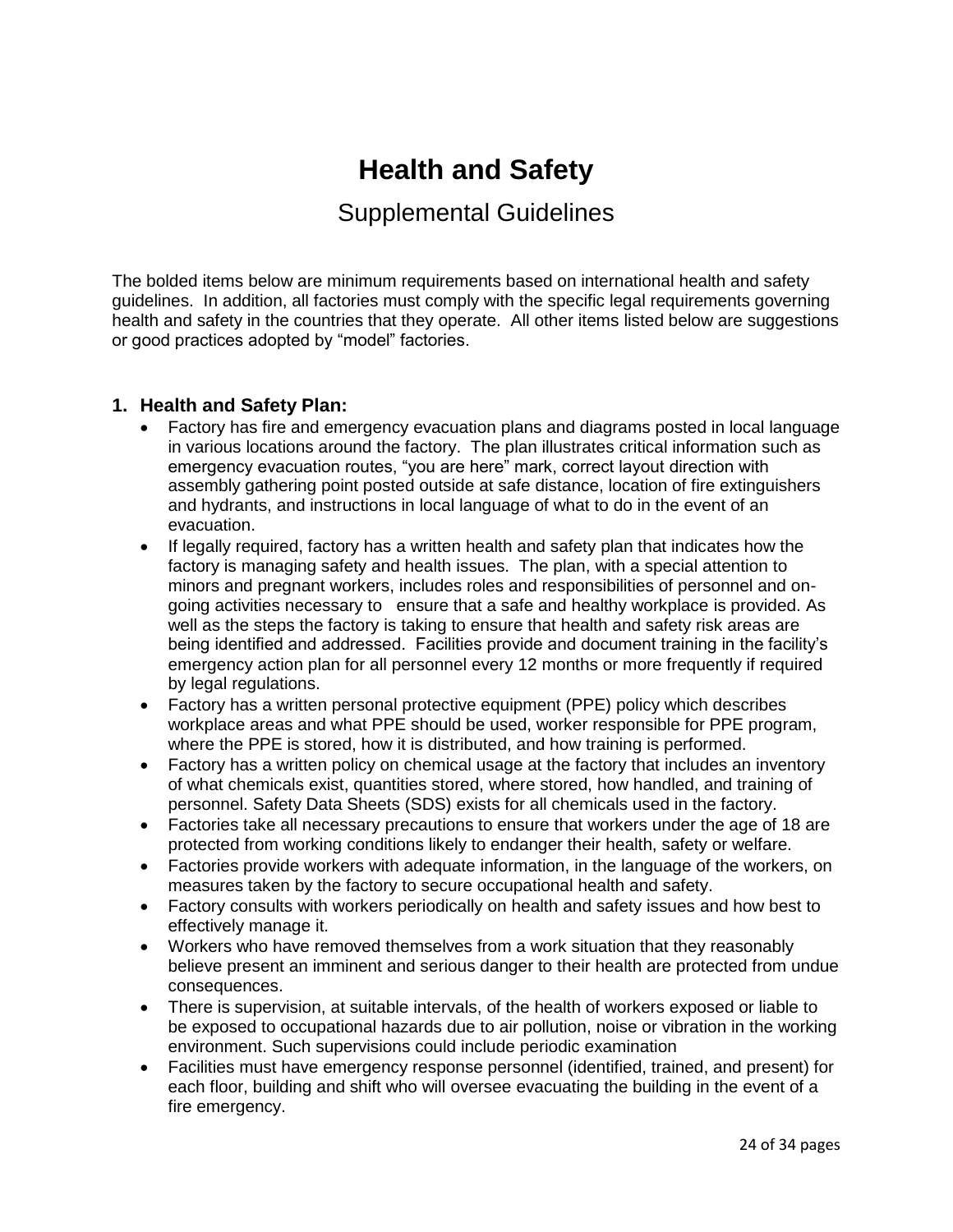# Health and Safety

## Supplemental Guidelines

The bolded items below are minimum requirements based on international health and safety guidelines. In addition, all factories must comply with the specific legal requirements governing health and safety in the countries that they operate. All other items listed below are suggestions or good practices adopted by "model" factories.

### 1. Health and Safety Plan:

- Factory has fire and emergency evacuation plans and diagrams posted in local language in various locations around the factory. The plan illustrates critical information such as emergency evacuation routes, "you are here" mark, correct layout direction with assembly gathering point posted outside at safe distance, location of fire extinguishers and hydrants, and instructions in local language of what to do in the event of an evacuation.
- If legally required, factory has a written health and safety plan that indicates how the factory is managing safety and health issues. The plan, with a special attention to minors and pregnant workers, includes roles and responsibilities of personnel and on-going activities necessary to ensure that a safe and healthy workplace is provided. As well as the steps the factory is taking to ensure that health and safety risk areas are being identified and addressed. Facilities provide and document training in the facility's emergency action plan for all personnel every 12 months or more frequently if required by legal regulations.
- Factory has a written personal protective equipment (PPE) policy which describes workplace areas and what PPE should be used, worker responsible for PPE program, where the PPE is stored, how it is distributed, and how training is performed.
- Factory has a written policy on chemical usage at the factory that includes an inventory of what chemicals exist, quantities stored, where stored, how handled, and training of personnel. Safety Data Sheets (SDS) exists for all chemicals used in the factory.
- Factories take all necessary precautions to ensure that workers under the age of 18 are protected from working conditions likely to endanger their health, safety or welfare.
- Factories provide workers with adequate information, in the language of the workers, on measures taken by the factory to secure occupational health and safety.
- Factory consults with workers periodically on health and safety issues and how best to effectively manage it.
- Workers who have removed themselves from a work situation that they reasonably believe present an imminent and serious danger to their health are protected from undue consequences.
- There is supervision, at suitable intervals, of the health of workers exposed or liable to be exposed to occupational hazards due to air pollution, noise or vibration in the working environment. Such supervisions could include periodic examination
- Facilities must have emergency response personnel (identified, trained, and present) for each floor, building and shift who will oversee evacuating the building in the event of a fire emergency.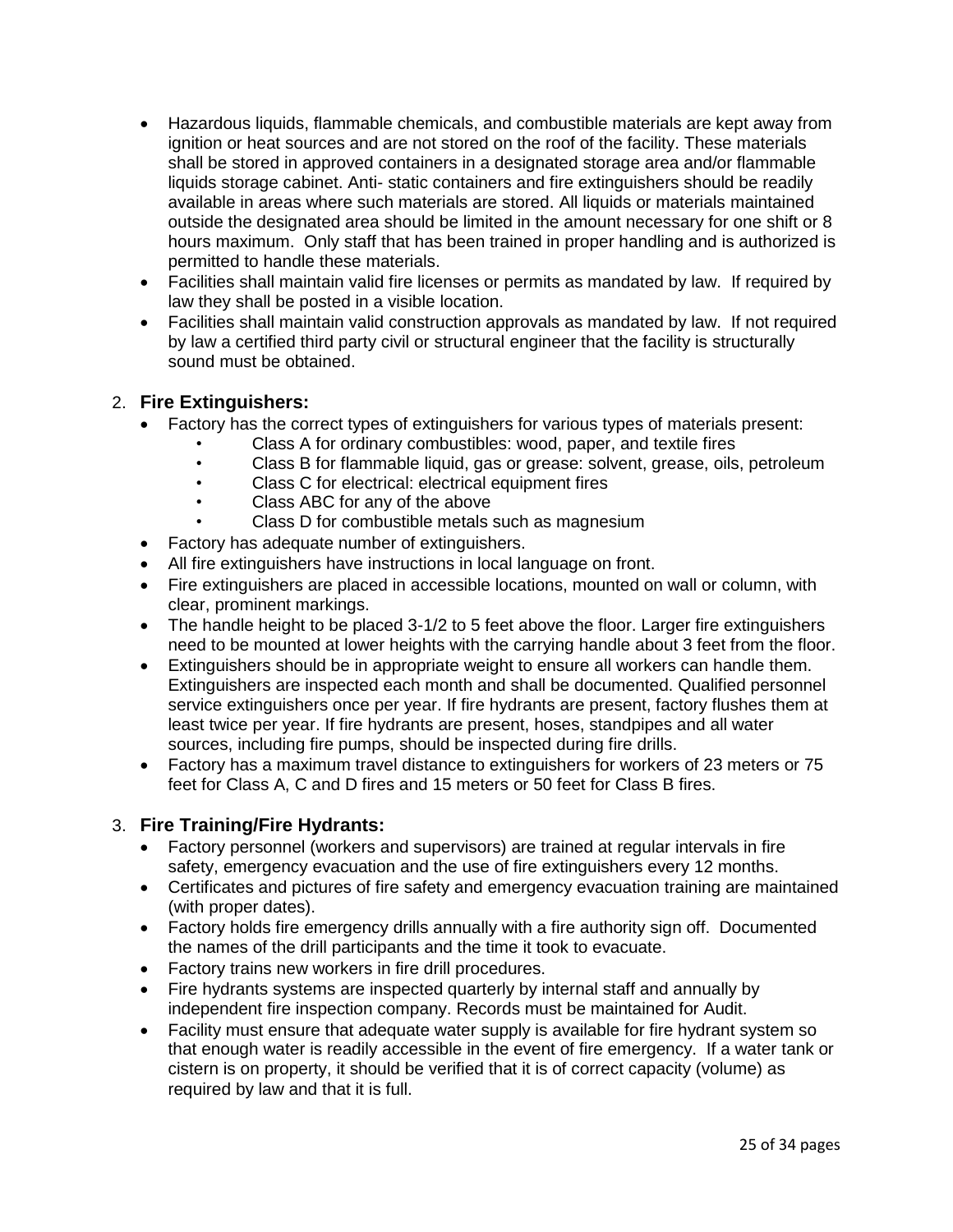- Hazardous liquids, flammable chemicals, and combustible materials are kept away from ignition or heat sources and are not stored on the roof of the facility. These materials shall be stored in approved containers in a designated storage area and/or flammable liquids storage cabinet. Anti- static containers and fire extinguishers should be readily available in areas where such materials are stored. All liquids or materials maintained outside the designated area should be limited in the amount necessary for one shift or 8 hours maximum. Only staff that has been trained in proper handling and is authorized is permitted to handle these materials.
- Facilities shall maintain valid fire licenses or permits as mandated by law. If required by law they shall be posted in a visible location.
- Facilities shall maintain valid construction approvals as mandated by law. If not required by law a certified third party civil or structural engineer that the facility is structurally sound must be obtained.

2. **Fire Extinguishers:**
   - Factory has the correct types of extinguishers for various types of materials present:
     - Class A for ordinary combustibles: wood, paper, and textile fires
     - Class B for flammable liquid, gas or grease: solvent, grease, oils, petroleum
     - Class C for electrical: electrical equipment fires
     - Class ABC for any of the above
     - Class D for combustible metals such as magnesium
   - Factory has adequate number of extinguishers.
   - All fire extinguishers have instructions in local language on front.
   - Fire extinguishers are placed in accessible locations, mounted on wall or column, with clear, prominent markings.
   - The handle height to be placed 3-1/2 to 5 feet above the floor. Larger fire extinguishers need to be mounted at lower heights with the carrying handle about 3 feet from the floor.
   - Extinguishers should be in appropriate weight to ensure all workers can handle them. Extinguishers are inspected each month and shall be documented. Qualified personnel service extinguishers once per year. If fire hydrants are present, factory flushes them at least twice per year. If fire hydrants are present, hoses, standpipes and all water sources, including fire pumps, should be inspected during fire drills.
   - Factory has a maximum travel distance to extinguishers for workers of 23 meters or 75 feet for Class A, C and D fires and 15 meters or 50 feet for Class B fires.

3. **Fire Training/Fire Hydrants:**
   - Factory personnel (workers and supervisors) are trained at regular intervals in fire safety, emergency evacuation and the use of fire extinguishers every 12 months.
   - Certificates and pictures of fire safety and emergency evacuation training are maintained (with proper dates).
   - Factory holds fire emergency drills annually with a fire authority sign off. Documented the names of the drill participants and the time it took to evacuate.
   - Factory trains new workers in fire drill procedures.
   - Fire hydrants systems are inspected quarterly by internal staff and annually by independent fire inspection company. Records must be maintained for Audit.
   - Facility must ensure that adequate water supply is available for fire hydrant system so that enough water is readily accessible in the event of fire emergency. If a water tank or cistern is on property, it should be verified that it is of correct capacity (volume) as required by law and that it is full.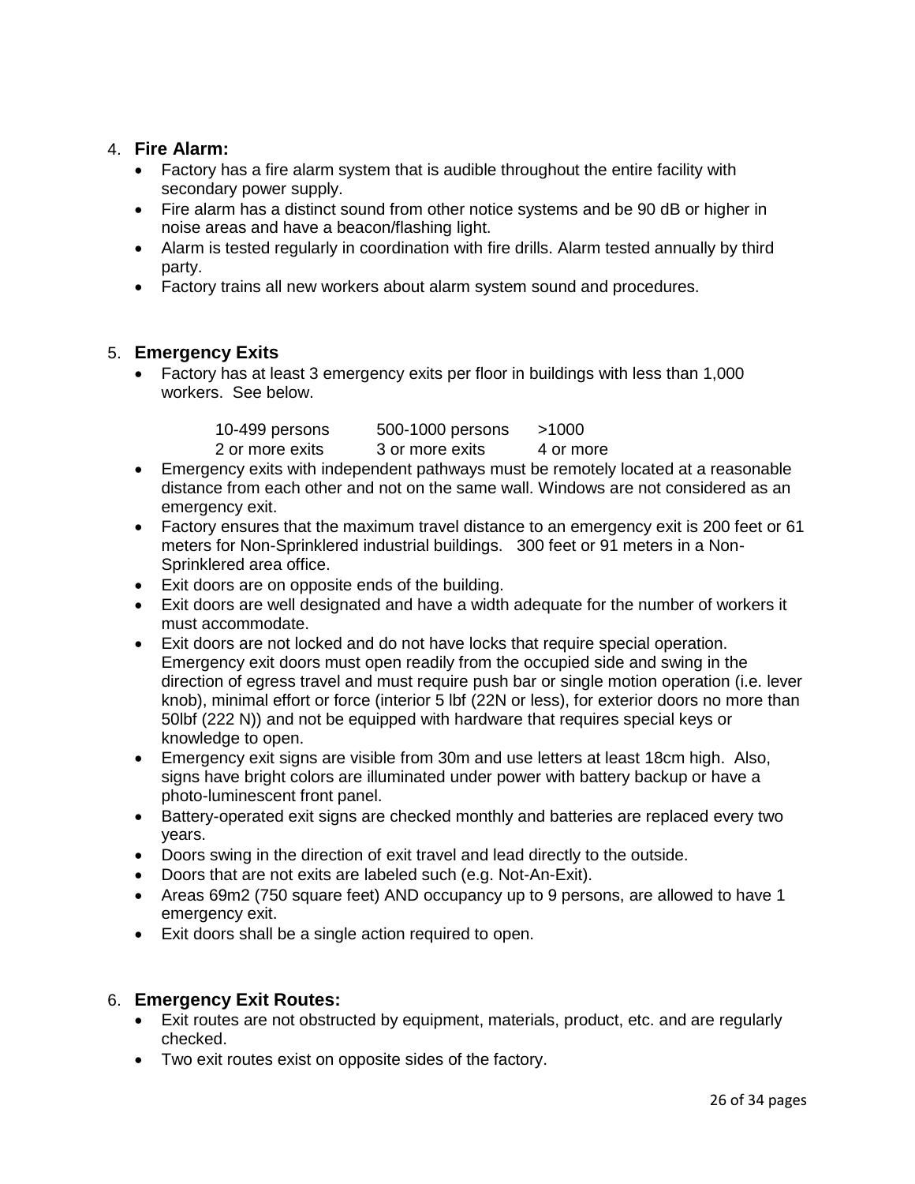4. **Fire Alarm:**
    - Factory has a fire alarm system that is audible throughout the entire facility with secondary power supply.
    - Fire alarm has a distinct sound from other notice systems and be 90 dB or higher in noise areas and have a beacon/flashing light.
    - Alarm is tested regularly in coordination with fire drills. Alarm tested annually by third party.
    - Factory trains all new workers about alarm system sound and procedures.

5. **Emergency Exits**
    - Factory has at least 3 emergency exits per floor in buildings with less than 1,000 workers. See below.

| 10-499 persons | 500-1000 persons | >1000 |
|---|---|---|
| 2 or more exits | 3 or more exits | 4 or more |

    - Emergency exits with independent pathways must be remotely located at a reasonable distance from each other and not on the same wall. Windows are not considered as an emergency exit.
    - Factory ensures that the maximum travel distance to an emergency exit is 200 feet or 61 meters for Non-Sprinklered industrial buildings. 300 feet or 91 meters in a Non-Sprinklered area office.
    - Exit doors are on opposite ends of the building.
    - Exit doors are well designated and have a width adequate for the number of workers it must accommodate.
    - Exit doors are not locked and do not have locks that require special operation. Emergency exit doors must open readily from the occupied side and swing in the direction of egress travel and must require push bar or single motion operation (i.e. lever knob), minimal effort or force (interior 5 lbf (22N or less), for exterior doors no more than 50lbf (222 N)) and not be equipped with hardware that requires special keys or knowledge to open.
    - Emergency exit signs are visible from 30m and use letters at least 18cm high. Also, signs have bright colors are illuminated under power with battery backup or have a photo-luminescent front panel.
    - Battery-operated exit signs are checked monthly and batteries are replaced every two years.
    - Doors swing in the direction of exit travel and lead directly to the outside.
    - Doors that are not exits are labeled such (e.g. Not-An-Exit).
    - Areas 69m2 (750 square feet) AND occupancy up to 9 persons, are allowed to have 1 emergency exit.
    - Exit doors shall be a single action required to open.

6. **Emergency Exit Routes:**
    - Exit routes are not obstructed by equipment, materials, product, etc. and are regularly checked.
    - Two exit routes exist on opposite sides of the factory.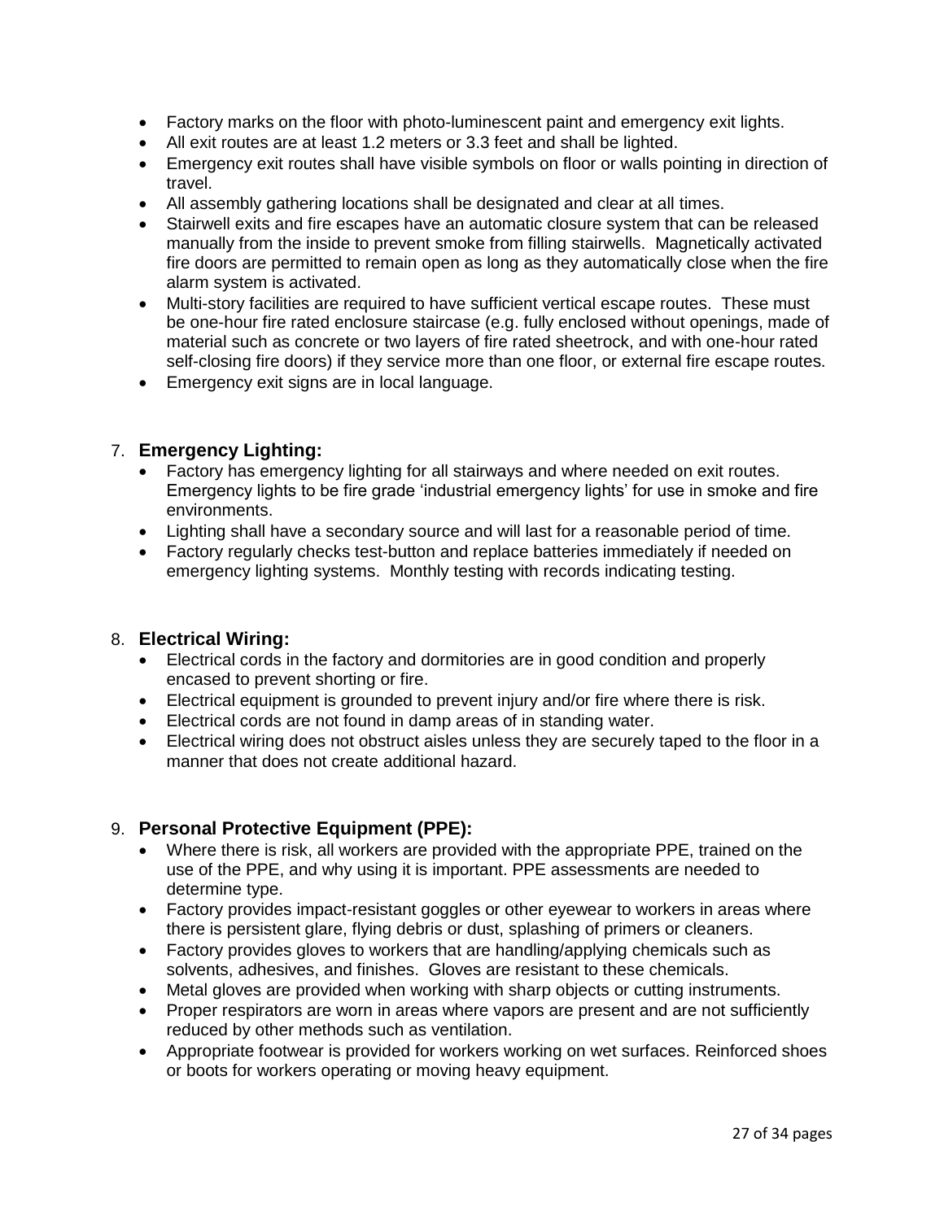- Factory marks on the floor with photo-luminescent paint and emergency exit lights.
- All exit routes are at least 1.2 meters or 3.3 feet and shall be lighted.
- Emergency exit routes shall have visible symbols on floor or walls pointing in direction of travel.
- All assembly gathering locations shall be designated and clear at all times.
- Stairwell exits and fire escapes have an automatic closure system that can be released manually from the inside to prevent smoke from filling stairwells. Magnetically activated fire doors are permitted to remain open as long as they automatically close when the fire alarm system is activated.
- Multi-story facilities are required to have sufficient vertical escape routes. These must be one-hour fire rated enclosure staircase (e.g. fully enclosed without openings, made of material such as concrete or two layers of fire rated sheetrock, and with one-hour rated self-closing fire doors) if they service more than one floor, or external fire escape routes.
- Emergency exit signs are in local language.

7. **Emergency Lighting:**
   - Factory has emergency lighting for all stairways and where needed on exit routes. Emergency lights to be fire grade 'industrial emergency lights' for use in smoke and fire environments.
   - Lighting shall have a secondary source and will last for a reasonable period of time.
   - Factory regularly checks test-button and replace batteries immediately if needed on emergency lighting systems. Monthly testing with records indicating testing.

8. **Electrical Wiring:**
   - Electrical cords in the factory and dormitories are in good condition and properly encased to prevent shorting or fire.
   - Electrical equipment is grounded to prevent injury and/or fire where there is risk.
   - Electrical cords are not found in damp areas of in standing water.
   - Electrical wiring does not obstruct aisles unless they are securely taped to the floor in a manner that does not create additional hazard.

9. **Personal Protective Equipment (PPE):**
   - Where there is risk, all workers are provided with the appropriate PPE, trained on the use of the PPE, and why using it is important. PPE assessments are needed to determine type.
   - Factory provides impact-resistant goggles or other eyewear to workers in areas where there is persistent glare, flying debris or dust, splashing of primers or cleaners.
   - Factory provides gloves to workers that are handling/applying chemicals such as solvents, adhesives, and finishes. Gloves are resistant to these chemicals.
   - Metal gloves are provided when working with sharp objects or cutting instruments.
   - Proper respirators are worn in areas where vapors are present and are not sufficiently reduced by other methods such as ventilation.
   - Appropriate footwear is provided for workers working on wet surfaces. Reinforced shoes or boots for workers operating or moving heavy equipment.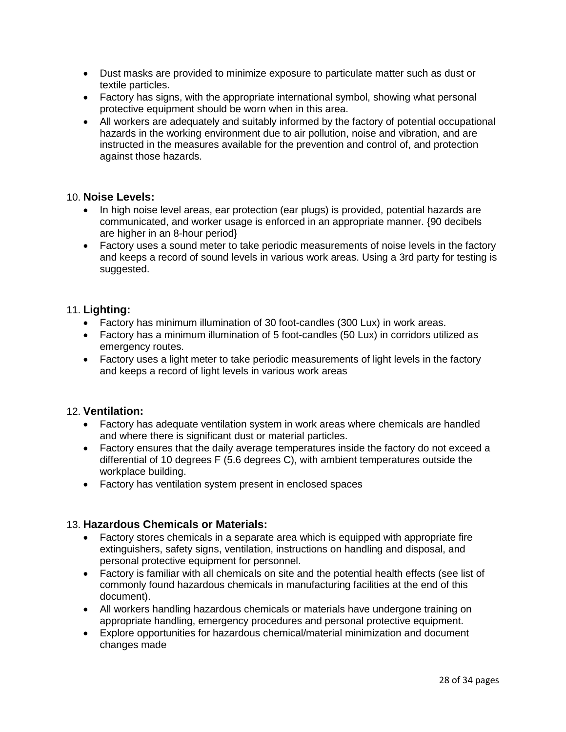- Dust masks are provided to minimize exposure to particulate matter such as dust or textile particles.
- Factory has signs, with the appropriate international symbol, showing what personal protective equipment should be worn when in this area.
- All workers are adequately and suitably informed by the factory of potential occupational hazards in the working environment due to air pollution, noise and vibration, and are instructed in the measures available for the prevention and control of, and protection against those hazards.

10. **Noise Levels:**
    - In high noise level areas, ear protection (ear plugs) is provided, potential hazards are communicated, and worker usage is enforced in an appropriate manner. {90 decibels are higher in an 8-hour period}
    - Factory uses a sound meter to take periodic measurements of noise levels in the factory and keeps a record of sound levels in various work areas. Using a 3rd party for testing is suggested.

11. **Lighting:**
    - Factory has minimum illumination of 30 foot-candles (300 Lux) in work areas.
    - Factory has a minimum illumination of 5 foot-candles (50 Lux) in corridors utilized as emergency routes.
    - Factory uses a light meter to take periodic measurements of light levels in the factory and keeps a record of light levels in various work areas

12. **Ventilation:**
    - Factory has adequate ventilation system in work areas where chemicals are handled and where there is significant dust or material particles.
    - Factory ensures that the daily average temperatures inside the factory do not exceed a differential of 10 degrees F (5.6 degrees C), with ambient temperatures outside the workplace building.
    - Factory has ventilation system present in enclosed spaces

13. **Hazardous Chemicals or Materials:**
    - Factory stores chemicals in a separate area which is equipped with appropriate fire extinguishers, safety signs, ventilation, instructions on handling and disposal, and personal protective equipment for personnel.
    - Factory is familiar with all chemicals on site and the potential health effects (see list of commonly found hazardous chemicals in manufacturing facilities at the end of this document).
    - All workers handling hazardous chemicals or materials have undergone training on appropriate handling, emergency procedures and personal protective equipment.
    - Explore opportunities for hazardous chemical/material minimization and document changes made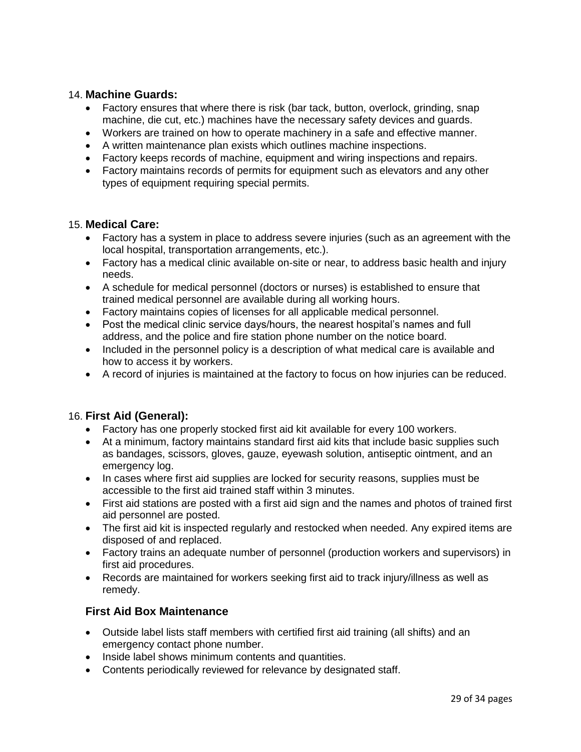14. **Machine Guards:**

- Factory ensures that where there is risk (bar tack, button, overlock, grinding, snap machine, die cut, etc.) machines have the necessary safety devices and guards.
- Workers are trained on how to operate machinery in a safe and effective manner.
- A written maintenance plan exists which outlines machine inspections.
- Factory keeps records of machine, equipment and wiring inspections and repairs.
- Factory maintains records of permits for equipment such as elevators and any other types of equipment requiring special permits.

15. **Medical Care:**

- Factory has a system in place to address severe injuries (such as an agreement with the local hospital, transportation arrangements, etc.).
- Factory has a medical clinic available on-site or near, to address basic health and injury needs.
- A schedule for medical personnel (doctors or nurses) is established to ensure that trained medical personnel are available during all working hours.
- Factory maintains copies of licenses for all applicable medical personnel.
- Post the medical clinic service days/hours, the nearest hospital's names and full address, and the police and fire station phone number on the notice board.
- Included in the personnel policy is a description of what medical care is available and how to access it by workers.
- A record of injuries is maintained at the factory to focus on how injuries can be reduced.

16. **First Aid (General):**

- Factory has one properly stocked first aid kit available for every 100 workers.
- At a minimum, factory maintains standard first aid kits that include basic supplies such as bandages, scissors, gloves, gauze, eyewash solution, antiseptic ointment, and an emergency log.
- In cases where first aid supplies are locked for security reasons, supplies must be accessible to the first aid trained staff within 3 minutes.
- First aid stations are posted with a first aid sign and the names and photos of trained first aid personnel are posted.
- The first aid kit is inspected regularly and restocked when needed. Any expired items are disposed of and replaced.
- Factory trains an adequate number of personnel (production workers and supervisors) in first aid procedures.
- Records are maintained for workers seeking first aid to track injury/illness as well as remedy.

**First Aid Box Maintenance**

- Outside label lists staff members with certified first aid training (all shifts) and an emergency contact phone number.
- Inside label shows minimum contents and quantities.
- Contents periodically reviewed for relevance by designated staff.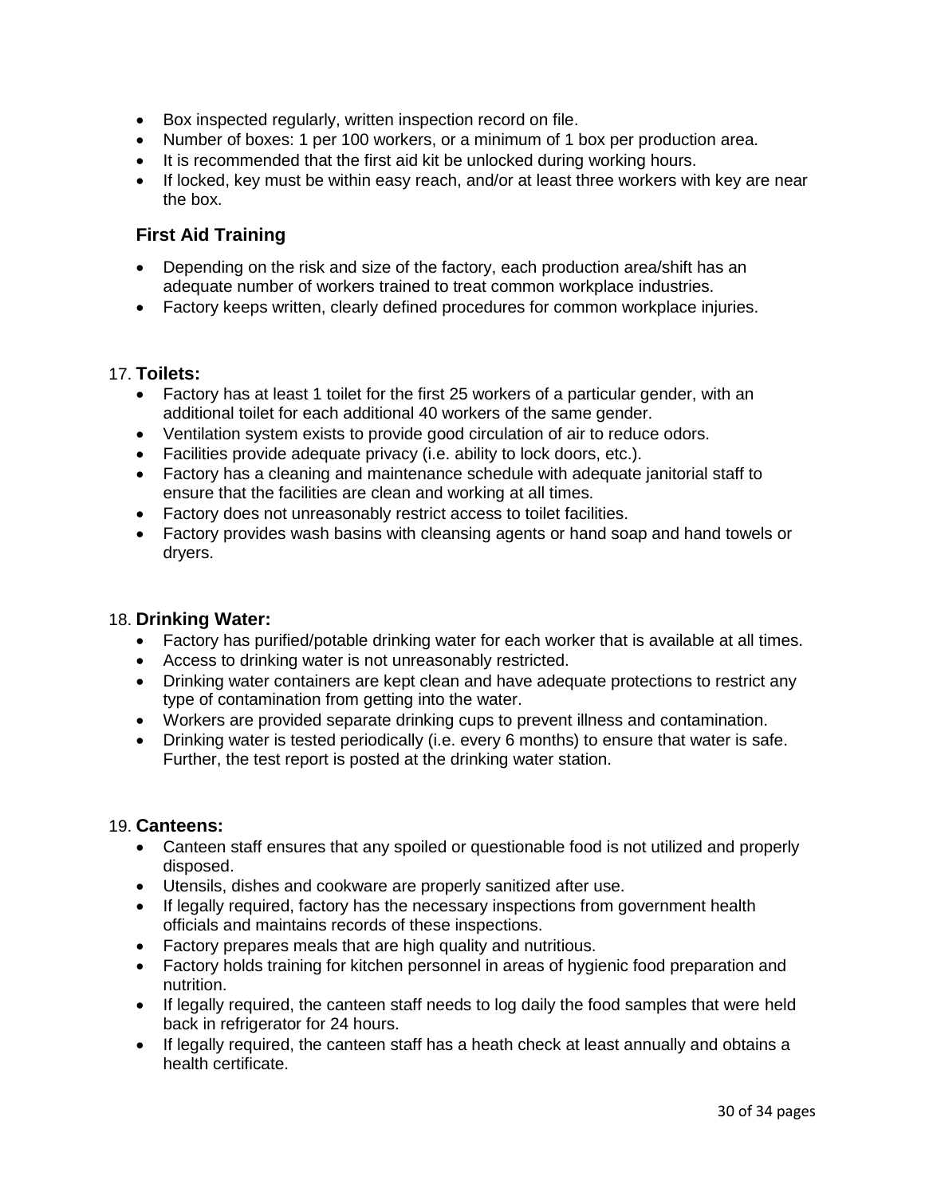- Box inspected regularly, written inspection record on file.
- Number of boxes: 1 per 100 workers, or a minimum of 1 box per production area.
- It is recommended that the first aid kit be unlocked during working hours.
- If locked, key must be within easy reach, and/or at least three workers with key are near the box.

### First Aid Training

- Depending on the risk and size of the factory, each production area/shift has an adequate number of workers trained to treat common workplace industries.
- Factory keeps written, clearly defined procedures for common workplace injuries.

17. **Toilets:**
    - Factory has at least 1 toilet for the first 25 workers of a particular gender, with an additional toilet for each additional 40 workers of the same gender.
    - Ventilation system exists to provide good circulation of air to reduce odors.
    - Facilities provide adequate privacy (i.e. ability to lock doors, etc.).
    - Factory has a cleaning and maintenance schedule with adequate janitorial staff to ensure that the facilities are clean and working at all times.
    - Factory does not unreasonably restrict access to toilet facilities.
    - Factory provides wash basins with cleansing agents or hand soap and hand towels or dryers.

18. **Drinking Water:**
    - Factory has purified/potable drinking water for each worker that is available at all times.
    - Access to drinking water is not unreasonably restricted.
    - Drinking water containers are kept clean and have adequate protections to restrict any type of contamination from getting into the water.
    - Workers are provided separate drinking cups to prevent illness and contamination.
    - Drinking water is tested periodically (i.e. every 6 months) to ensure that water is safe. Further, the test report is posted at the drinking water station.

19. **Canteens:**
    - Canteen staff ensures that any spoiled or questionable food is not utilized and properly disposed.
    - Utensils, dishes and cookware are properly sanitized after use.
    - If legally required, factory has the necessary inspections from government health officials and maintains records of these inspections.
    - Factory prepares meals that are high quality and nutritious.
    - Factory holds training for kitchen personnel in areas of hygienic food preparation and nutrition.
    - If legally required, the canteen staff needs to log daily the food samples that were held back in refrigerator for 24 hours.
    - If legally required, the canteen staff has a heath check at least annually and obtains a health certificate.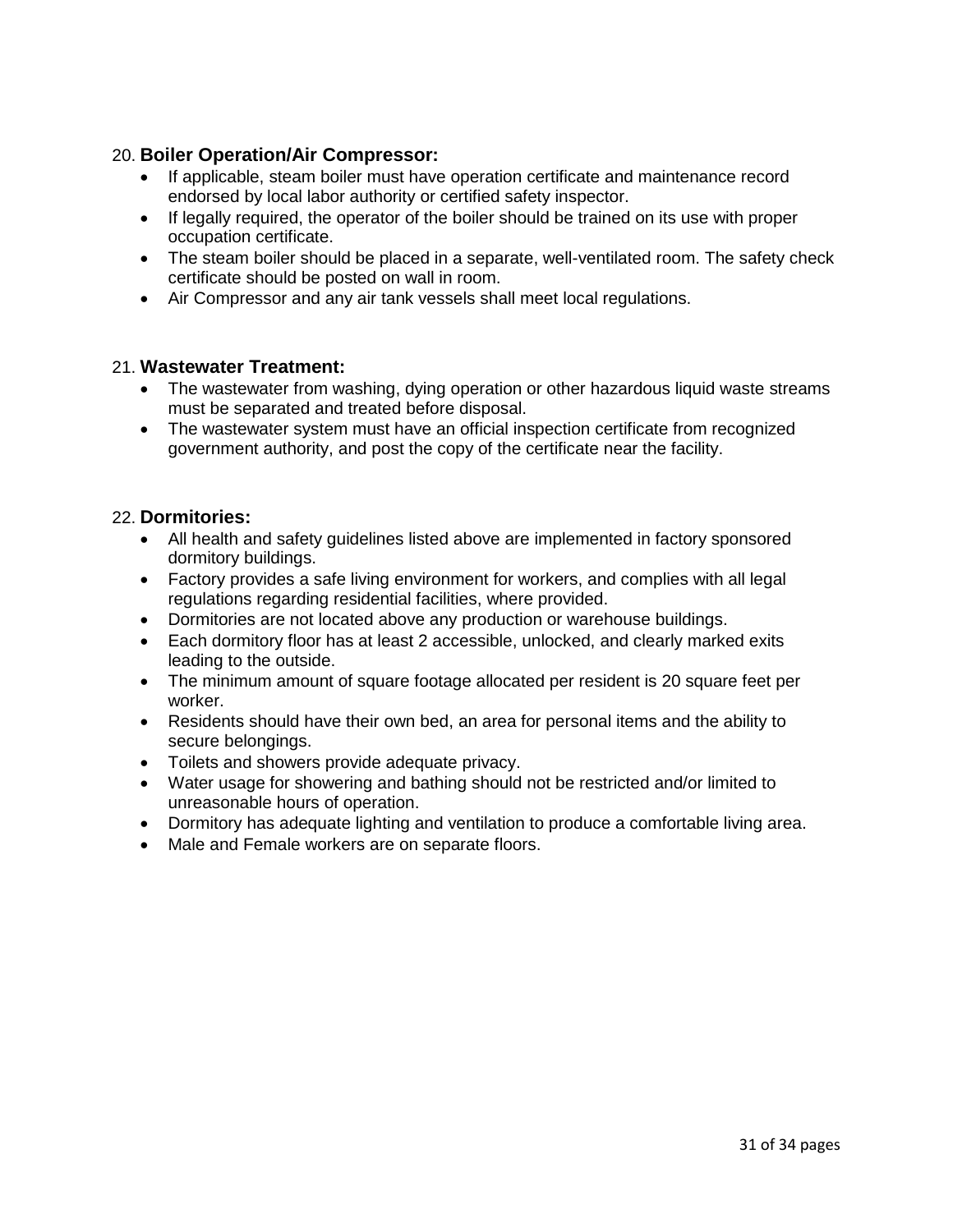20. **Boiler Operation/Air Compressor:**
- If applicable, steam boiler must have operation certificate and maintenance record endorsed by local labor authority or certified safety inspector.
- If legally required, the operator of the boiler should be trained on its use with proper occupation certificate.
- The steam boiler should be placed in a separate, well-ventilated room. The safety check certificate should be posted on wall in room.
- Air Compressor and any air tank vessels shall meet local regulations.

21. **Wastewater Treatment:**
- The wastewater from washing, dying operation or other hazardous liquid waste streams must be separated and treated before disposal.
- The wastewater system must have an official inspection certificate from recognized government authority, and post the copy of the certificate near the facility.

22. **Dormitories:**
- All health and safety guidelines listed above are implemented in factory sponsored dormitory buildings.
- Factory provides a safe living environment for workers, and complies with all legal regulations regarding residential facilities, where provided.
- Dormitories are not located above any production or warehouse buildings.
- Each dormitory floor has at least 2 accessible, unlocked, and clearly marked exits leading to the outside.
- The minimum amount of square footage allocated per resident is 20 square feet per worker.
- Residents should have their own bed, an area for personal items and the ability to secure belongings.
- Toilets and showers provide adequate privacy.
- Water usage for showering and bathing should not be restricted and/or limited to unreasonable hours of operation.
- Dormitory has adequate lighting and ventilation to produce a comfortable living area.
- Male and Female workers are on separate floors.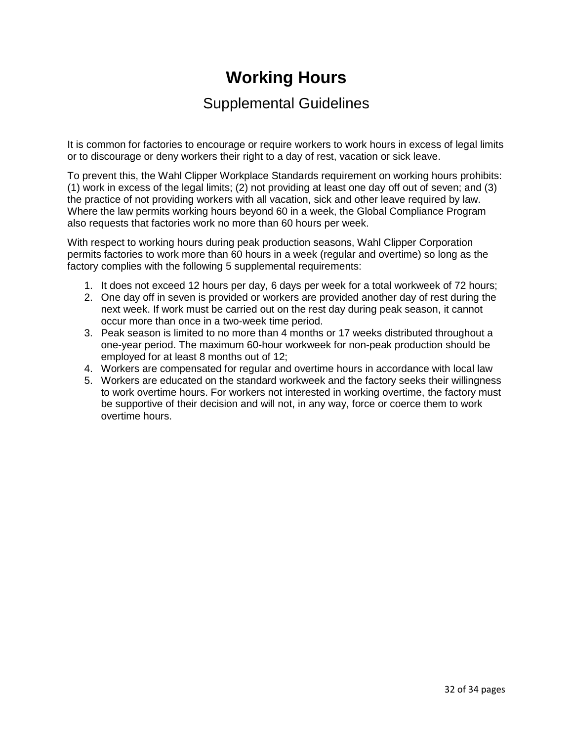# Working Hours

## Supplemental Guidelines

It is common for factories to encourage or require workers to work hours in excess of legal limits or to discourage or deny workers their right to a day of rest, vacation or sick leave.

To prevent this, the Wahl Clipper Workplace Standards requirement on working hours prohibits: (1) work in excess of the legal limits; (2) not providing at least one day off out of seven; and (3) the practice of not providing workers with all vacation, sick and other leave required by law. Where the law permits working hours beyond 60 in a week, the Global Compliance Program also requests that factories work no more than 60 hours per week.

With respect to working hours during peak production seasons, Wahl Clipper Corporation permits factories to work more than 60 hours in a week (regular and overtime) so long as the factory complies with the following 5 supplemental requirements:

1. It does not exceed 12 hours per day, 6 days per week for a total workweek of 72 hours;
2. One day off in seven is provided or workers are provided another day of rest during the next week. If work must be carried out on the rest day during peak season, it cannot occur more than once in a two-week time period.
3. Peak season is limited to no more than 4 months or 17 weeks distributed throughout a one-year period. The maximum 60-hour workweek for non-peak production should be employed for at least 8 months out of 12;
4. Workers are compensated for regular and overtime hours in accordance with local law
5. Workers are educated on the standard workweek and the factory seeks their willingness to work overtime hours. For workers not interested in working overtime, the factory must be supportive of their decision and will not, in any way, force or coerce them to work overtime hours.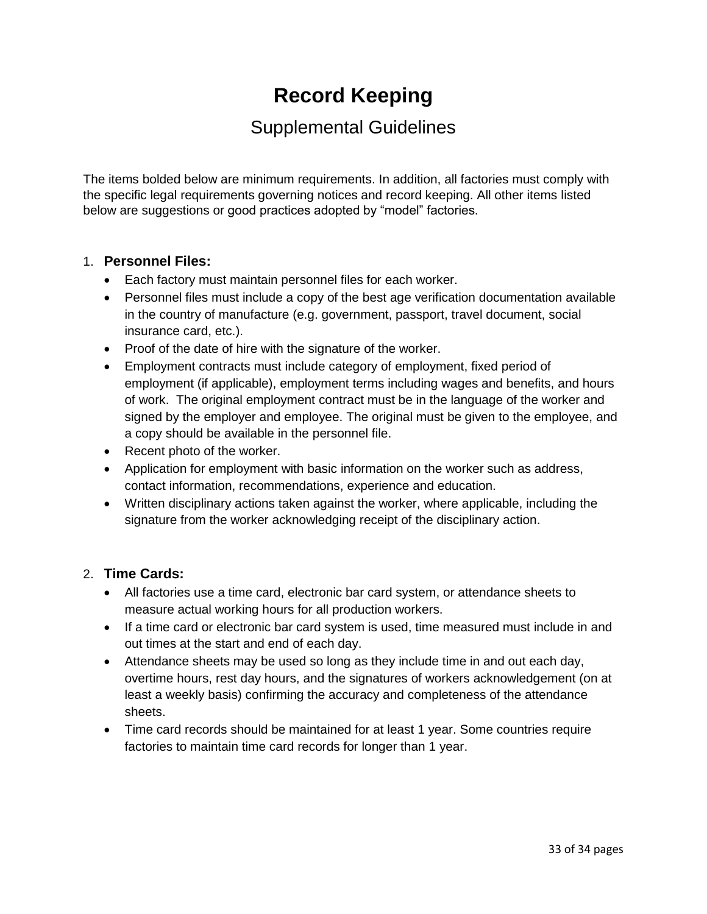# Record Keeping

## Supplemental Guidelines

The items bolded below are minimum requirements. In addition, all factories must comply with the specific legal requirements governing notices and record keeping. All other items listed below are suggestions or good practices adopted by "model" factories.

1. **Personnel Files:**
   - Each factory must maintain personnel files for each worker.
   - Personnel files must include a copy of the best age verification documentation available in the country of manufacture (e.g. government, passport, travel document, social insurance card, etc.).
   - Proof of the date of hire with the signature of the worker.
   - Employment contracts must include category of employment, fixed period of employment (if applicable), employment terms including wages and benefits, and hours of work. The original employment contract must be in the language of the worker and signed by the employer and employee. The original must be given to the employee, and a copy should be available in the personnel file.
   - Recent photo of the worker.
   - Application for employment with basic information on the worker such as address, contact information, recommendations, experience and education.
   - Written disciplinary actions taken against the worker, where applicable, including the signature from the worker acknowledging receipt of the disciplinary action.

2. **Time Cards:**
   - All factories use a time card, electronic bar card system, or attendance sheets to measure actual working hours for all production workers.
   - If a time card or electronic bar card system is used, time measured must include in and out times at the start and end of each day.
   - Attendance sheets may be used so long as they include time in and out each day, overtime hours, rest day hours, and the signatures of workers acknowledgement (on at least a weekly basis) confirming the accuracy and completeness of the attendance sheets.
   - Time card records should be maintained for at least 1 year. Some countries require factories to maintain time card records for longer than 1 year.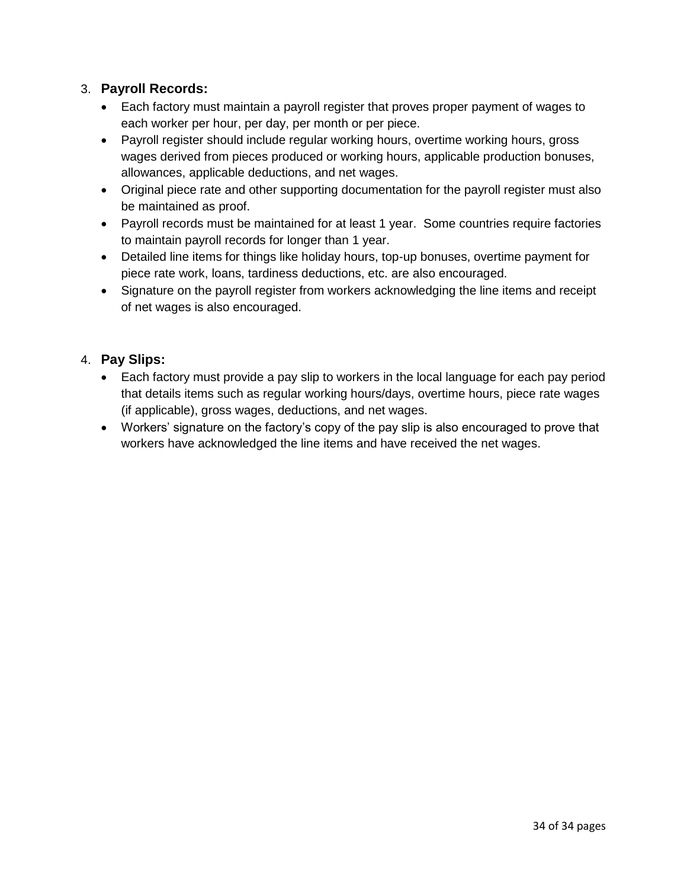3. **Payroll Records:**
   - Each factory must maintain a payroll register that proves proper payment of wages to each worker per hour, per day, per month or per piece.
   - Payroll register should include regular working hours, overtime working hours, gross wages derived from pieces produced or working hours, applicable production bonuses, allowances, applicable deductions, and net wages.
   - Original piece rate and other supporting documentation for the payroll register must also be maintained as proof.
   - Payroll records must be maintained for at least 1 year. Some countries require factories to maintain payroll records for longer than 1 year.
   - Detailed line items for things like holiday hours, top-up bonuses, overtime payment for piece rate work, loans, tardiness deductions, etc. are also encouraged.
   - Signature on the payroll register from workers acknowledging the line items and receipt of net wages is also encouraged.

4. **Pay Slips:**
   - Each factory must provide a pay slip to workers in the local language for each pay period that details items such as regular working hours/days, overtime hours, piece rate wages (if applicable), gross wages, deductions, and net wages.
   - Workers' signature on the factory's copy of the pay slip is also encouraged to prove that workers have acknowledged the line items and have received the net wages.